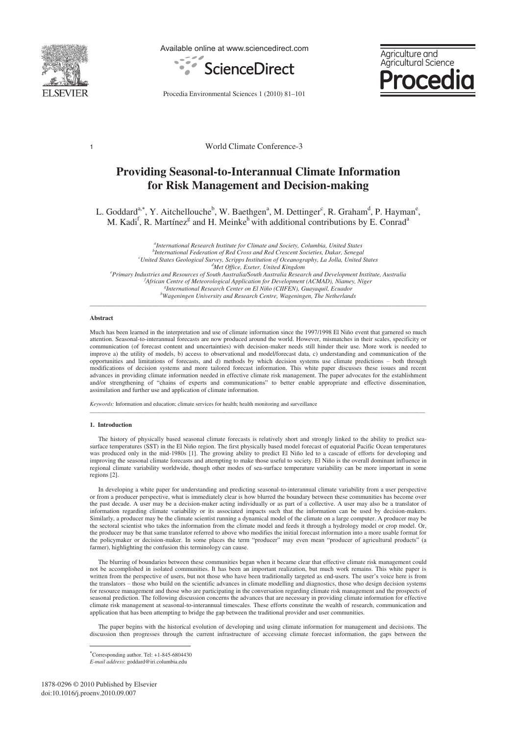World Climate Conference-3

# Providing Seasonal-to-Interannual Climate Information for Risk Management and Decision-making

L. Goddard[a,*], Y. Aitchellouche[b], W. Baethgen[a], M. Dettinger[c], R. Graham[d], P. Hayman[e], M. Kadi[f], R. Martínez[g] and H. Meinke[h] with additional contributions by E. Conrad[a]

[a]*International Research Institute for Climate and Society, Columbia, United States*
[b]*International Federation of Red Cross and Red Crescent Societies, Dakar, Senegal*
[c]*United States Geological Survey, Scripps Institution of Oceanography, La Jolla, United States*
[d]*Met Office, Exeter, United Kingdom*
[e]*Primary Industries and Resources of South Australia/South Australia Research and Development Institute, Australia*
[f]*African Centre of Meteorological Application for Development (ACMAD), Niamey, Niger*
[g]*International Research Center on El Niño (CIIFEN), Guayaquil, Ecuador*
[h]*Wageningen University and Research Centre, Wageningen, The Netherlands*

---

### Abstract

Much has been learned in the interpretation and use of climate information since the 1997/1998 El Niño event that garnered so much attention. Seasonal-to-interannual forecasts are now produced around the world. However, mismatches in their scales, specificity or communication (of forecast content and uncertainties) with decision-maker needs still hinder their use. More work is needed to improve a) the utility of models, b) access to observational and model/forecast data, c) understanding and communication of the opportunities and limitations of forecasts, and d) methods by which decision systems use climate predictions – both through modifications of decision systems and more tailored forecast information. This white paper discusses these issues and recent advances in providing climate information needed in effective climate risk management. The paper advocates for the establishment and/or strengthening of "chains of experts and communications" to better enable appropriate and effective dissemination, assimilation and further use and application of climate information.

*Keywords:* Information and education; climate services for health; health monitoring and surveillance

---

## 1. Introduction

The history of physically based seasonal climate forecasts is relatively short and strongly linked to the ability to predict sea-surface temperatures (SST) in the El Niño region. The first physically based model forecast of equatorial Pacific Ocean temperatures was produced only in the mid-1980s [1]. The growing ability to predict El Niño led to a cascade of efforts for developing and improving the seasonal climate forecasts and attempting to make those useful to society. El Niño is the overall dominant influence in regional climate variability worldwide, though other modes of sea-surface temperature variability can be more important in some regions [2].

In developing a white paper for understanding and predicting seasonal-to-interannual climate variability from a user perspective or from a producer perspective, what is immediately clear is how blurred the boundary between these communities has become over the past decade. A user may be a decision-maker acting individually or as part of a collective. A user may also be a translator of information regarding climate variability or its associated impacts such that the information can be used by decision-makers. Similarly, a producer may be the climate scientist running a dynamical model of the climate on a large computer. A producer may be the sectoral scientist who takes the information from the climate model and feeds it through a hydrology model or crop model. Or, the producer may be that same translator referred to above who modifies the initial forecast information into a more usable format for the policymaker or decision-maker. In some places the term "producer" may even mean "producer of agricultural products" (a farmer), highlighting the confusion this terminology can cause.

The blurring of boundaries between these communities began when it became clear that effective climate risk management could not be accomplished in isolated communities. It has been an important realization, but much work remains. This white paper is written from the perspective of users, but not those who have been traditionally targeted as end-users. The user's voice here is from the translators – those who build on the scientific advances in climate modelling and diagnostics, those who design decision systems for resource management and those who are participating in the conversation regarding climate risk management and the prospects of seasonal prediction. The following discussion concerns the advances that are necessary in providing climate information for effective climate risk management at seasonal-to-interannual timescales. These efforts constitute the wealth of research, communication and application that has been attempting to bridge the gap between the traditional provider and user communities.

The paper begins with the historical evolution of developing and using climate information for management and decisions. The discussion then progresses through the current infrastructure of accessing climate forecast information, the gaps between the

---

*Corresponding author. Tel: +1-845-6804430
*E-mail address*: goddard@iri.columbia.edu

1878-0296 © 2010 Published by Elsevier
doi:10.1016/j.proenv.2010.09.007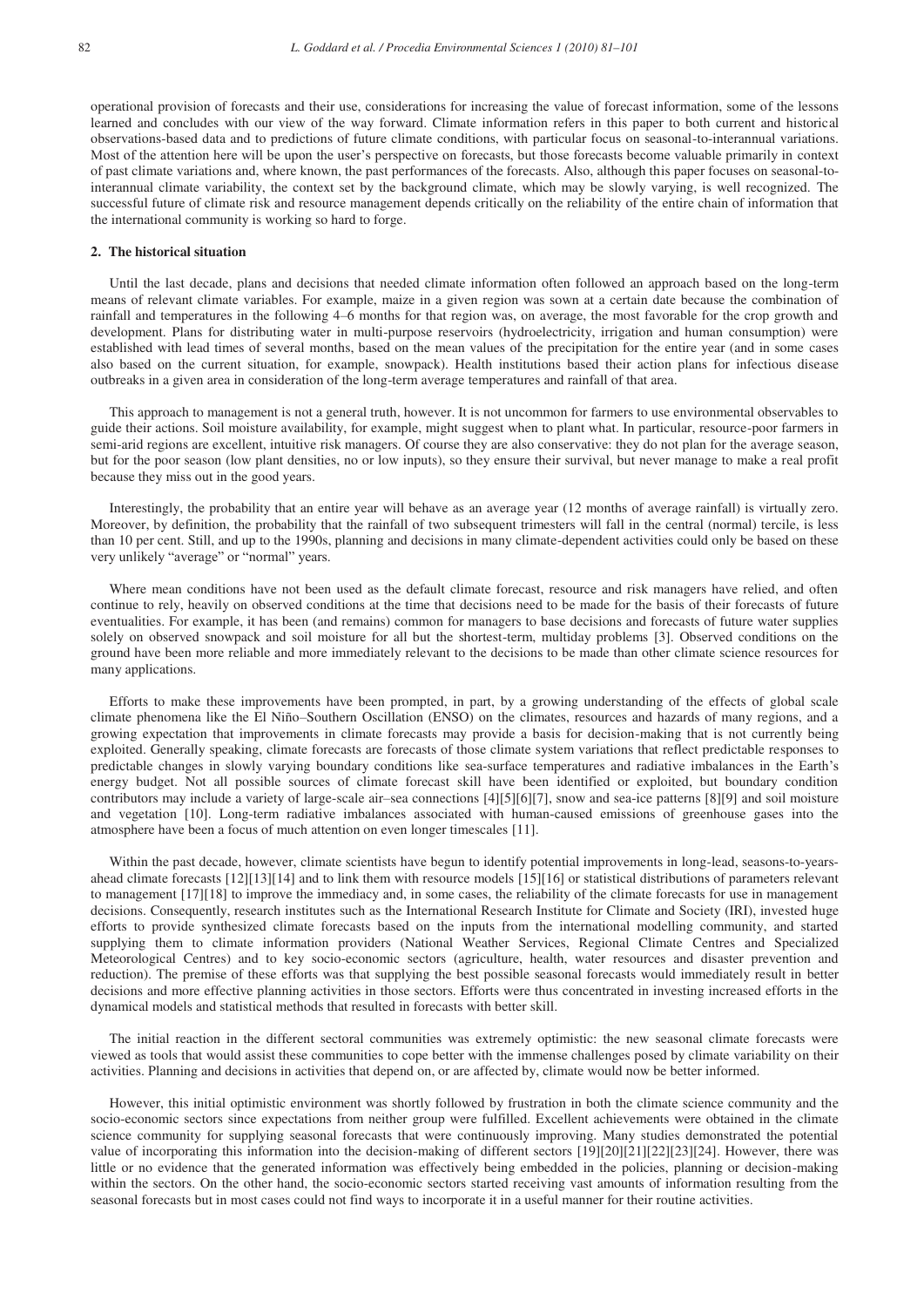operational provision of forecasts and their use, considerations for increasing the value of forecast information, some of the lessons learned and concludes with our view of the way forward. Climate information refers in this paper to both current and historical observations-based data and to predictions of future climate conditions, with particular focus on seasonal-to-interannual variations. Most of the attention here will be upon the user's perspective on forecasts, but those forecasts become valuable primarily in context of past climate variations and, where known, the past performances of the forecasts. Also, although this paper focuses on seasonal-to-interannual climate variability, the context set by the background climate, which may be slowly varying, is well recognized. The successful future of climate risk and resource management depends critically on the reliability of the entire chain of information that the international community is working so hard to forge.

## 2. The historical situation

Until the last decade, plans and decisions that needed climate information often followed an approach based on the long-term means of relevant climate variables. For example, maize in a given region was sown at a certain date because the combination of rainfall and temperatures in the following 4–6 months for that region was, on average, the most favorable for the crop growth and development. Plans for distributing water in multi-purpose reservoirs (hydroelectricity, irrigation and human consumption) were established with lead times of several months, based on the mean values of the precipitation for the entire year (and in some cases also based on the current situation, for example, snowpack). Health institutions based their action plans for infectious disease outbreaks in a given area in consideration of the long-term average temperatures and rainfall of that area.

This approach to management is not a general truth, however. It is not uncommon for farmers to use environmental observables to guide their actions. Soil moisture availability, for example, might suggest when to plant what. In particular, resource-poor farmers in semi-arid regions are excellent, intuitive risk managers. Of course they are also conservative: they do not plan for the average season, but for the poor season (low plant densities, no or low inputs), so they ensure their survival, but never manage to make a real profit because they miss out in the good years.

Interestingly, the probability that an entire year will behave as an average year (12 months of average rainfall) is virtually zero. Moreover, by definition, the probability that the rainfall of two subsequent trimesters will fall in the central (normal) tercile, is less than 10 per cent. Still, and up to the 1990s, planning and decisions in many climate-dependent activities could only be based on these very unlikely "average" or "normal" years.

Where mean conditions have not been used as the default climate forecast, resource and risk managers have relied, and often continue to rely, heavily on observed conditions at the time that decisions need to be made for the basis of their forecasts of future eventualities. For example, it has been (and remains) common for managers to base decisions and forecasts of future water supplies solely on observed snowpack and soil moisture for all but the shortest-term, multiday problems [3]. Observed conditions on the ground have been more reliable and more immediately relevant to the decisions to be made than other climate science resources for many applications.

Efforts to make these improvements have been prompted, in part, by a growing understanding of the effects of global scale climate phenomena like the El Niño–Southern Oscillation (ENSO) on the climates, resources and hazards of many regions, and a growing expectation that improvements in climate forecasts may provide a basis for decision-making that is not currently being exploited. Generally speaking, climate forecasts are forecasts of those climate system variations that reflect predictable responses to predictable changes in slowly varying boundary conditions like sea-surface temperatures and radiative imbalances in the Earth's energy budget. Not all possible sources of climate forecast skill have been identified or exploited, but boundary condition contributors may include a variety of large-scale air–sea connections [4][5][6][7], snow and sea-ice patterns [8][9] and soil moisture and vegetation [10]. Long-term radiative imbalances associated with human-caused emissions of greenhouse gases into the atmosphere have been a focus of much attention on even longer timescales [11].

Within the past decade, however, climate scientists have begun to identify potential improvements in long-lead, seasons-to-years-ahead climate forecasts [12][13][14] and to link them with resource models [15][16] or statistical distributions of parameters relevant to management [17][18] to improve the immediacy and, in some cases, the reliability of the climate forecasts for use in management decisions. Consequently, research institutes such as the International Research Institute for Climate and Society (IRI), invested huge efforts to provide synthesized climate forecasts based on the inputs from the international modelling community, and started supplying them to climate information providers (National Weather Services, Regional Climate Centres and Specialized Meteorological Centres) and to key socio-economic sectors (agriculture, health, water resources and disaster prevention and reduction). The premise of these efforts was that supplying the best possible seasonal forecasts would immediately result in better decisions and more effective planning activities in those sectors. Efforts were thus concentrated in investing increased efforts in the dynamical models and statistical methods that resulted in forecasts with better skill.

The initial reaction in the different sectoral communities was extremely optimistic: the new seasonal climate forecasts were viewed as tools that would assist these communities to cope better with the immense challenges posed by climate variability on their activities. Planning and decisions in activities that depend on, or are affected by, climate would now be better informed.

However, this initial optimistic environment was shortly followed by frustration in both the climate science community and the socio-economic sectors since expectations from neither group were fulfilled. Excellent achievements were obtained in the climate science community for supplying seasonal forecasts that were continuously improving. Many studies demonstrated the potential value of incorporating this information into the decision-making of different sectors [19][20][21][22][23][24]. However, there was little or no evidence that the generated information was effectively being embedded in the policies, planning or decision-making within the sectors. On the other hand, the socio-economic sectors started receiving vast amounts of information resulting from the seasonal forecasts but in most cases could not find ways to incorporate it in a useful manner for their routine activities.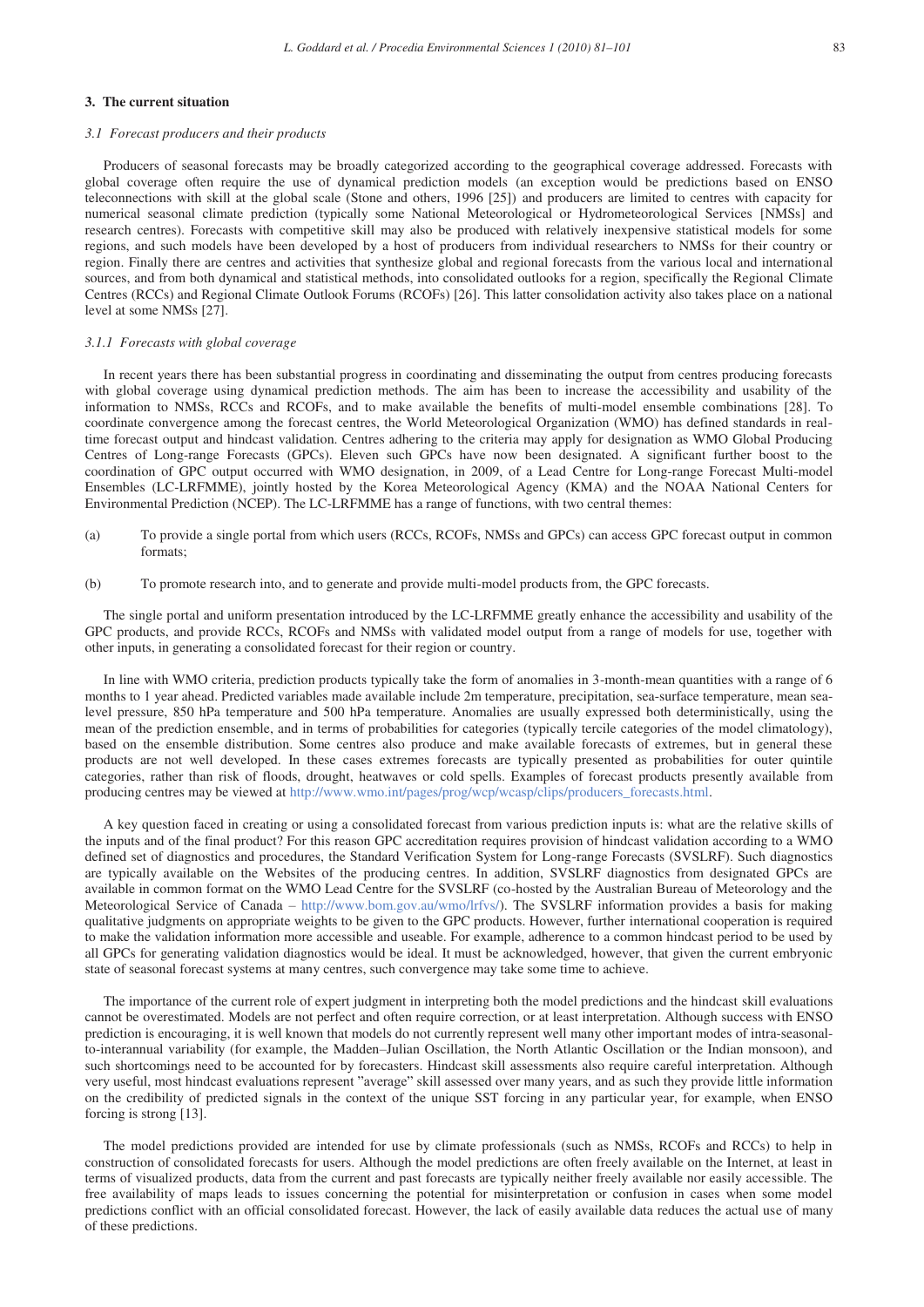## 3. The current situation

### *3.1 Forecast producers and their products*

Producers of seasonal forecasts may be broadly categorized according to the geographical coverage addressed. Forecasts with global coverage often require the use of dynamical prediction models (an exception would be predictions based on ENSO teleconnections with skill at the global scale (Stone and others, 1996 [25]) and producers are limited to centres with capacity for numerical seasonal climate prediction (typically some National Meteorological or Hydrometeorological Services [NMSs] and research centres). Forecasts with competitive skill may also be produced with relatively inexpensive statistical models for some regions, and such models have been developed by a host of producers from individual researchers to NMSs for their country or region. Finally there are centres and activities that synthesize global and regional forecasts from the various local and international sources, and from both dynamical and statistical methods, into consolidated outlooks for a region, specifically the Regional Climate Centres (RCCs) and Regional Climate Outlook Forums (RCOFs) [26]. This latter consolidation activity also takes place on a national level at some NMSs [27].

#### *3.1.1 Forecasts with global coverage*

In recent years there has been substantial progress in coordinating and disseminating the output from centres producing forecasts with global coverage using dynamical prediction methods. The aim has been to increase the accessibility and usability of the information to NMSs, RCCs and RCOFs, and to make available the benefits of multi-model ensemble combinations [28]. To coordinate convergence among the forecast centres, the World Meteorological Organization (WMO) has defined standards in real-time forecast output and hindcast validation. Centres adhering to the criteria may apply for designation as WMO Global Producing Centres of Long-range Forecasts (GPCs). Eleven such GPCs have now been designated. A significant further boost to the coordination of GPC output occurred with WMO designation, in 2009, of a Lead Centre for Long-range Forecast Multi-model Ensembles (LC-LRFMME), jointly hosted by the Korea Meteorological Agency (KMA) and the NOAA National Centers for Environmental Prediction (NCEP). The LC-LRFMME has a range of functions, with two central themes:

(a) To provide a single portal from which users (RCCs, RCOFs, NMSs and GPCs) can access GPC forecast output in common formats;

(b) To promote research into, and to generate and provide multi-model products from, the GPC forecasts.

The single portal and uniform presentation introduced by the LC-LRFMME greatly enhance the accessibility and usability of the GPC products, and provide RCCs, RCOFs and NMSs with validated model output from a range of models for use, together with other inputs, in generating a consolidated forecast for their region or country.

In line with WMO criteria, prediction products typically take the form of anomalies in 3-month-mean quantities with a range of 6 months to 1 year ahead. Predicted variables made available include 2m temperature, precipitation, sea-surface temperature, mean sea-level pressure, 850 hPa temperature and 500 hPa temperature. Anomalies are usually expressed both deterministically, using the mean of the prediction ensemble, and in terms of probabilities for categories (typically tercile categories of the model climatology), based on the ensemble distribution. Some centres also produce and make available forecasts of extremes, but in general these products are not well developed. In these cases extremes forecasts are typically presented as probabilities for outer quintile categories, rather than risk of floods, drought, heatwaves or cold spells. Examples of forecast products presently available from producing centres may be viewed at http://www.wmo.int/pages/prog/wcp/wcasp/clips/producers_forecasts.html.

A key question faced in creating or using a consolidated forecast from various prediction inputs is: what are the relative skills of the inputs and of the final product? For this reason GPC accreditation requires provision of hindcast validation according to a WMO defined set of diagnostics and procedures, the Standard Verification System for Long-range Forecasts (SVSLRF). Such diagnostics are typically available on the Websites of the producing centres. In addition, SVSLRF diagnostics from designated GPCs are available in common format on the WMO Lead Centre for the SVSLRF (co-hosted by the Australian Bureau of Meteorology and the Meteorological Service of Canada – http://www.bom.gov.au/wmo/lrfvs/). The SVSLRF information provides a basis for making qualitative judgments on appropriate weights to be given to the GPC products. However, further international cooperation is required to make the validation information more accessible and useable. For example, adherence to a common hindcast period to be used by all GPCs for generating validation diagnostics would be ideal. It must be acknowledged, however, that given the current embryonic state of seasonal forecast systems at many centres, such convergence may take some time to achieve.

The importance of the current role of expert judgment in interpreting both the model predictions and the hindcast skill evaluations cannot be overestimated. Models are not perfect and often require correction, or at least interpretation. Although success with ENSO prediction is encouraging, it is well known that models do not currently represent well many other important modes of intra-seasonal-to-interannual variability (for example, the Madden–Julian Oscillation, the North Atlantic Oscillation or the Indian monsoon), and such shortcomings need to be accounted for by forecasters. Hindcast skill assessments also require careful interpretation. Although very useful, most hindcast evaluations represent "average" skill assessed over many years, and as such they provide little information on the credibility of predicted signals in the context of the unique SST forcing in any particular year, for example, when ENSO forcing is strong [13].

The model predictions provided are intended for use by climate professionals (such as NMSs, RCOFs and RCCs) to help in construction of consolidated forecasts for users. Although the model predictions are often freely available on the Internet, at least in terms of visualized products, data from the current and past forecasts are typically neither freely available nor easily accessible. The free availability of maps leads to issues concerning the potential for misinterpretation or confusion in cases when some model predictions conflict with an official consolidated forecast. However, the lack of easily available data reduces the actual use of many of these predictions.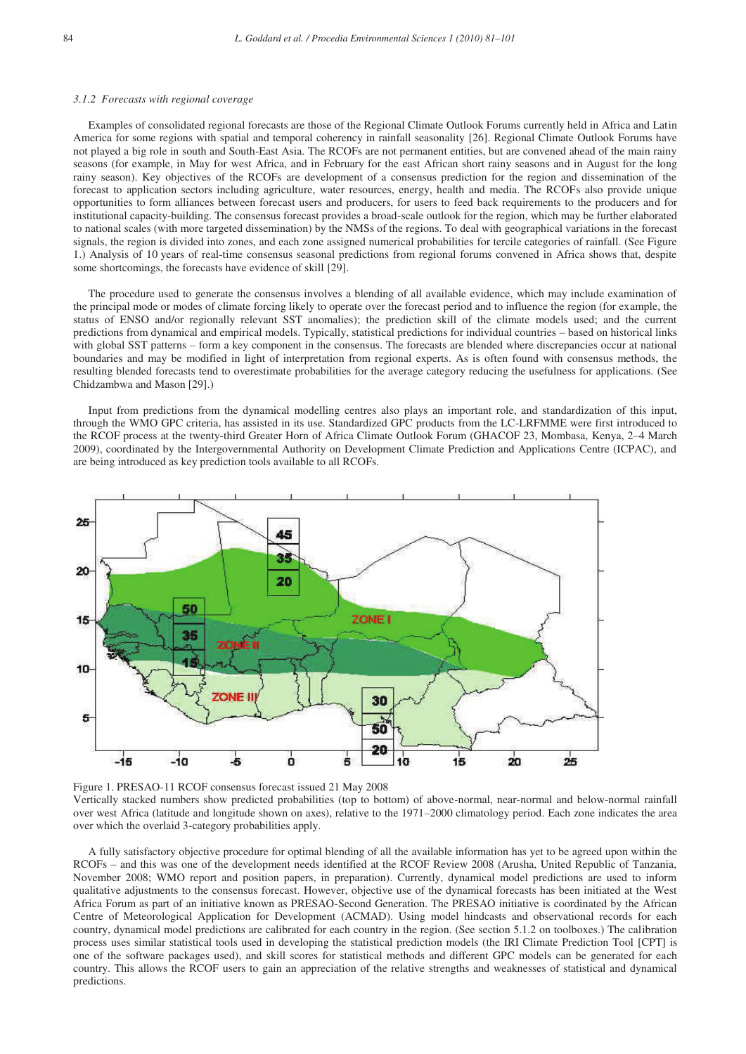### 3.1.2 Forecasts with regional coverage

Examples of consolidated regional forecasts are those of the Regional Climate Outlook Forums currently held in Africa and Latin America for some regions with spatial and temporal coherency in rainfall seasonality [26]. Regional Climate Outlook Forums have not played a big role in south and South-East Asia. The RCOFs are not permanent entities, but are convened ahead of the main rainy seasons (for example, in May for west Africa, and in February for the east African short rainy seasons and in August for the long rainy season). Key objectives of the RCOFs are development of a consensus prediction for the region and dissemination of the forecast to application sectors including agriculture, water resources, energy, health and media. The RCOFs also provide unique opportunities to form alliances between forecast users and producers, for users to feed back requirements to the producers and for institutional capacity-building. The consensus forecast provides a broad-scale outlook for the region, which may be further elaborated to national scales (with more targeted dissemination) by the NMSs of the regions. To deal with geographical variations in the forecast signals, the region is divided into zones, and each zone assigned numerical probabilities for tercile categories of rainfall. (See Figure 1.) Analysis of 10 years of real-time consensus seasonal predictions from regional forums convened in Africa shows that, despite some shortcomings, the forecasts have evidence of skill [29].

The procedure used to generate the consensus involves a blending of all available evidence, which may include examination of the principal mode or modes of climate forcing likely to operate over the forecast period and to influence the region (for example, the status of ENSO and/or regionally relevant SST anomalies); the prediction skill of the climate models used; and the current predictions from dynamical and empirical models. Typically, statistical predictions for individual countries – based on historical links with global SST patterns – form a key component in the consensus. The forecasts are blended where discrepancies occur at national boundaries and may be modified in light of interpretation from regional experts. As is often found with consensus methods, the resulting blended forecasts tend to overestimate probabilities for the average category reducing the usefulness for applications. (See Chidzambwa and Mason [29].)

Input from predictions from the dynamical modelling centres also plays an important role, and standardization of this input, through the WMO GPC criteria, has assisted in its use. Standardized GPC products from the LC-LRFMME were first introduced to the RCOF process at the twenty-third Greater Horn of Africa Climate Outlook Forum (GHACOF 23, Mombasa, Kenya, 2–4 March 2009), coordinated by the Intergovernmental Authority on Development Climate Prediction and Applications Centre (ICPAC), and are being introduced as key prediction tools available to all RCOFs.

Figure 1. PRESAO-11 RCOF consensus forecast issued 21 May 2008
Vertically stacked numbers show predicted probabilities (top to bottom) of above-normal, near-normal and below-normal rainfall over west Africa (latitude and longitude shown on axes), relative to the 1971–2000 climatology period. Each zone indicates the area over which the overlaid 3-category probabilities apply.

A fully satisfactory objective procedure for optimal blending of all the available information has yet to be agreed upon within the RCOFs – and this was one of the development needs identified at the RCOF Review 2008 (Arusha, United Republic of Tanzania, November 2008; WMO report and position papers, in preparation). Currently, dynamical model predictions are used to inform qualitative adjustments to the consensus forecast. However, objective use of the dynamical forecasts has been initiated at the West Africa Forum as part of an initiative known as PRESAO-Second Generation. The PRESAO initiative is coordinated by the African Centre of Meteorological Application for Development (ACMAD). Using model hindcasts and observational records for each country, dynamical model predictions are calibrated for each country in the region. (See section 5.1.2 on toolboxes.) The calibration process uses similar statistical tools used in developing the statistical prediction models (the IRI Climate Prediction Tool [CPT] is one of the software packages used), and skill scores for statistical methods and different GPC models can be generated for each country. This allows the RCOF users to gain an appreciation of the relative strengths and weaknesses of statistical and dynamical predictions.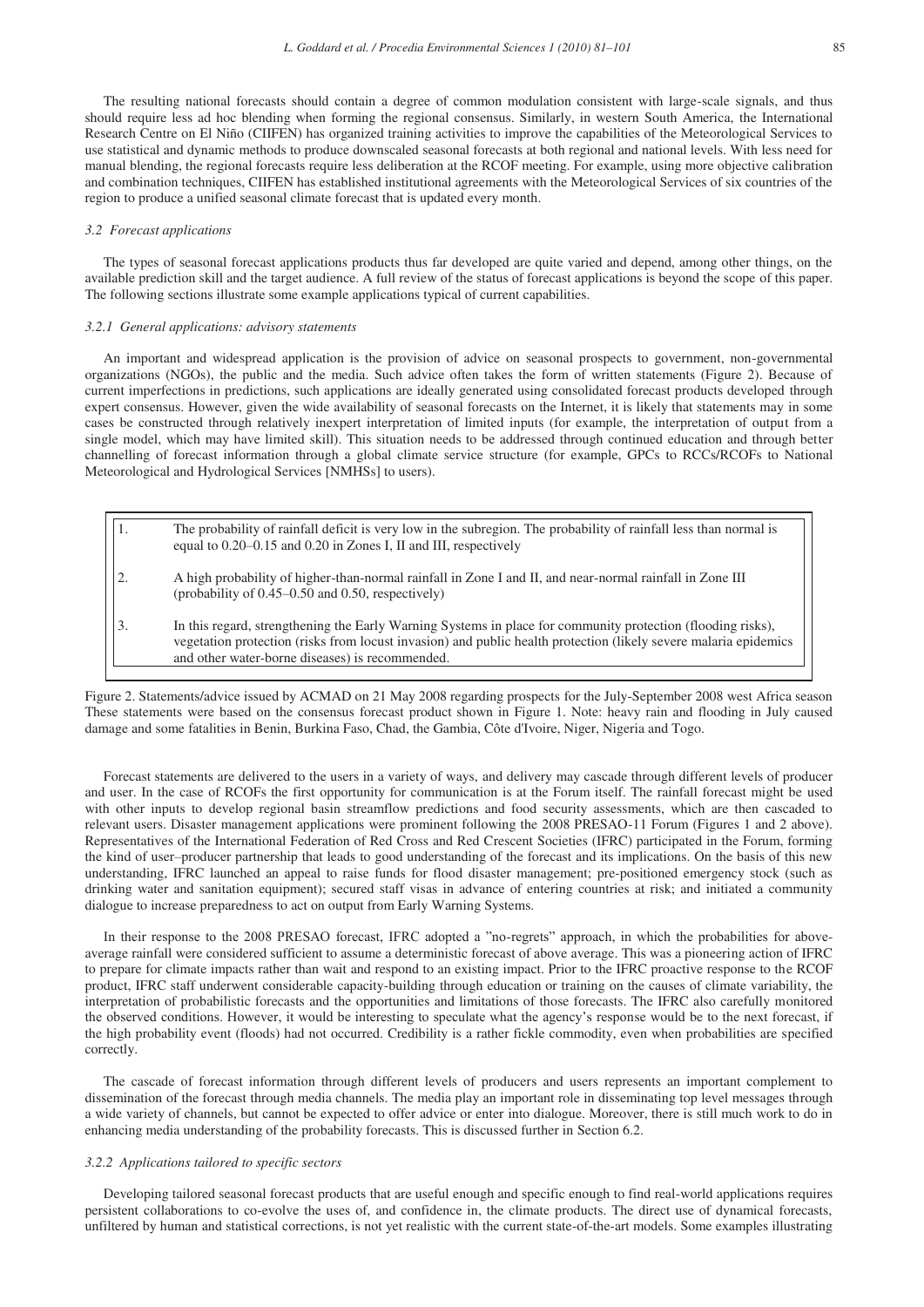The resulting national forecasts should contain a degree of common modulation consistent with large-scale signals, and thus should require less ad hoc blending when forming the regional consensus. Similarly, in western South America, the International Research Centre on El Niño (CIIFEN) has organized training activities to improve the capabilities of the Meteorological Services to use statistical and dynamic methods to produce downscaled seasonal forecasts at both regional and national levels. With less need for manual blending, the regional forecasts require less deliberation at the RCOF meeting. For example, using more objective calibration and combination techniques, CIIFEN has established institutional agreements with the Meteorological Services of six countries of the region to produce a unified seasonal climate forecast that is updated every month.

### *3.2 Forecast applications*

The types of seasonal forecast applications products thus far developed are quite varied and depend, among other things, on the available prediction skill and the target audience. A full review of the status of forecast applications is beyond the scope of this paper. The following sections illustrate some example applications typical of current capabilities.

#### *3.2.1 General applications: advisory statements*

An important and widespread application is the provision of advice on seasonal prospects to government, non-governmental organizations (NGOs), the public and the media. Such advice often takes the form of written statements (Figure 2). Because of current imperfections in predictions, such applications are ideally generated using consolidated forecast products developed through expert consensus. However, given the wide availability of seasonal forecasts on the Internet, it is likely that statements may in some cases be constructed through relatively inexpert interpretation of limited inputs (for example, the interpretation of output from a single model, which may have limited skill). This situation needs to be addressed through continued education and through better channelling of forecast information through a global climate service structure (for example, GPCs to RCCs/RCOFs to National Meteorological and Hydrological Services [NMHSs] to users).

| | |
|---|---|
| 1. | The probability of rainfall deficit is very low in the subregion. The probability of rainfall less than normal is equal to 0.20–0.15 and 0.20 in Zones I, II and III, respectively |
| 2. | A high probability of higher-than-normal rainfall in Zone I and II, and near-normal rainfall in Zone III (probability of 0.45–0.50 and 0.50, respectively) |
| 3. | In this regard, strengthening the Early Warning Systems in place for community protection (flooding risks), vegetation protection (risks from locust invasion) and public health protection (likely severe malaria epidemics and other water-borne diseases) is recommended. |

Figure 2. Statements/advice issued by ACMAD on 21 May 2008 regarding prospects for the July-September 2008 west Africa season These statements were based on the consensus forecast product shown in Figure 1. Note: heavy rain and flooding in July caused damage and some fatalities in Benin, Burkina Faso, Chad, the Gambia, Côte d'Ivoire, Niger, Nigeria and Togo.

Forecast statements are delivered to the users in a variety of ways, and delivery may cascade through different levels of producer and user. In the case of RCOFs the first opportunity for communication is at the Forum itself. The rainfall forecast might be used with other inputs to develop regional basin streamflow predictions and food security assessments, which are then cascaded to relevant users. Disaster management applications were prominent following the 2008 PRESAO-11 Forum (Figures 1 and 2 above). Representatives of the International Federation of Red Cross and Red Crescent Societies (IFRC) participated in the Forum, forming the kind of user–producer partnership that leads to good understanding of the forecast and its implications. On the basis of this new understanding, IFRC launched an appeal to raise funds for flood disaster management; pre-positioned emergency stock (such as drinking water and sanitation equipment); secured staff visas in advance of entering countries at risk; and initiated a community dialogue to increase preparedness to act on output from Early Warning Systems.

In their response to the 2008 PRESAO forecast, IFRC adopted a "no-regrets" approach, in which the probabilities for above-average rainfall were considered sufficient to assume a deterministic forecast of above average. This was a pioneering action of IFRC to prepare for climate impacts rather than wait and respond to an existing impact. Prior to the IFRC proactive response to the RCOF product, IFRC staff underwent considerable capacity-building through education or training on the causes of climate variability, the interpretation of probabilistic forecasts and the opportunities and limitations of those forecasts. The IFRC also carefully monitored the observed conditions. However, it would be interesting to speculate what the agency's response would be to the next forecast, if the high probability event (floods) had not occurred. Credibility is a rather fickle commodity, even when probabilities are specified correctly.

The cascade of forecast information through different levels of producers and users represents an important complement to dissemination of the forecast through media channels. The media play an important role in disseminating top level messages through a wide variety of channels, but cannot be expected to offer advice or enter into dialogue. Moreover, there is still much work to do in enhancing media understanding of the probability forecasts. This is discussed further in Section 6.2.

#### *3.2.2 Applications tailored to specific sectors*

Developing tailored seasonal forecast products that are useful enough and specific enough to find real-world applications requires persistent collaborations to co-evolve the uses of, and confidence in, the climate products. The direct use of dynamical forecasts, unfiltered by human and statistical corrections, is not yet realistic with the current state-of-the-art models. Some examples illustrating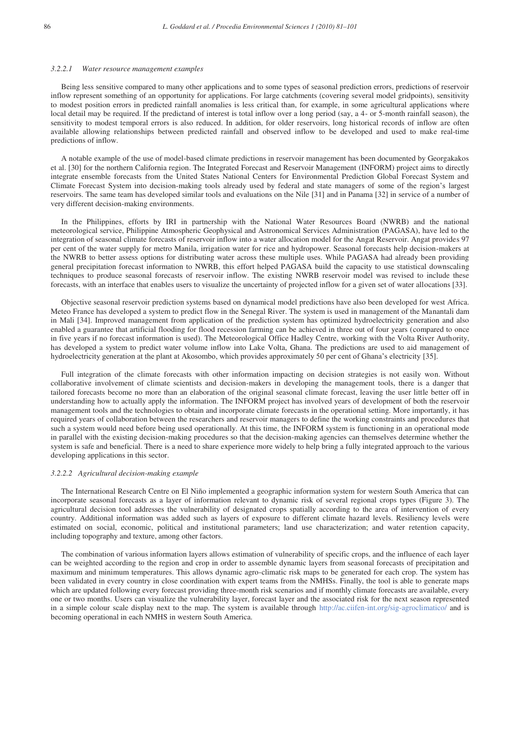#### 3.2.2.1 *Water resource management examples*

Being less sensitive compared to many other applications and to some types of seasonal prediction errors, predictions of reservoir inflow represent something of an opportunity for applications. For large catchments (covering several model gridpoints), sensitivity to modest position errors in predicted rainfall anomalies is less critical than, for example, in some agricultural applications where local detail may be required. If the predictand of interest is total inflow over a long period (say, a 4- or 5-month rainfall season), the sensitivity to modest temporal errors is also reduced. In addition, for older reservoirs, long historical records of inflow are often available allowing relationships between predicted rainfall and observed inflow to be developed and used to make real-time predictions of inflow.

A notable example of the use of model-based climate predictions in reservoir management has been documented by Georgakakos et al. [30] for the northern California region. The Integrated Forecast and Reservoir Management (INFORM) project aims to directly integrate ensemble forecasts from the United States National Centers for Environmental Prediction Global Forecast System and Climate Forecast System into decision-making tools already used by federal and state managers of some of the region's largest reservoirs. The same team has developed similar tools and evaluations on the Nile [31] and in Panama [32] in service of a number of very different decision-making environments.

In the Philippines, efforts by IRI in partnership with the National Water Resources Board (NWRB) and the national meteorological service, Philippine Atmospheric Geophysical and Astronomical Services Administration (PAGASA), have led to the integration of seasonal climate forecasts of reservoir inflow into a water allocation model for the Angat Reservoir. Angat provides 97 per cent of the water supply for metro Manila, irrigation water for rice and hydropower. Seasonal forecasts help decision-makers at the NWRB to better assess options for distributing water across these multiple uses. While PAGASA had already been providing general precipitation forecast information to NWRB, this effort helped PAGASA build the capacity to use statistical downscaling techniques to produce seasonal forecasts of reservoir inflow. The existing NWRB reservoir model was revised to include these forecasts, with an interface that enables users to visualize the uncertainty of projected inflow for a given set of water allocations [33].

Objective seasonal reservoir prediction systems based on dynamical model predictions have also been developed for west Africa. Meteo France has developed a system to predict flow in the Senegal River. The system is used in management of the Manantali dam in Mali [34]. Improved management from application of the prediction system has optimized hydroelectricity generation and also enabled a guarantee that artificial flooding for flood recession farming can be achieved in three out of four years (compared to once in five years if no forecast information is used). The Meteorological Office Hadley Centre, working with the Volta River Authority, has developed a system to predict water volume inflow into Lake Volta, Ghana. The predictions are used to aid management of hydroelectricity generation at the plant at Akosombo, which provides approximately 50 per cent of Ghana's electricity [35].

Full integration of the climate forecasts with other information impacting on decision strategies is not easily won. Without collaborative involvement of climate scientists and decision-makers in developing the management tools, there is a danger that tailored forecasts become no more than an elaboration of the original seasonal climate forecast, leaving the user little better off in understanding how to actually apply the information. The INFORM project has involved years of development of both the reservoir management tools and the technologies to obtain and incorporate climate forecasts in the operational setting. More importantly, it has required years of collaboration between the researchers and reservoir managers to define the working constraints and procedures that such a system would need before being used operationally. At this time, the INFORM system is functioning in an operational mode in parallel with the existing decision-making procedures so that the decision-making agencies can themselves determine whether the system is safe and beneficial. There is a need to share experience more widely to help bring a fully integrated approach to the various developing applications in this sector.

#### 3.2.2.2 *Agricultural decision-making example*

The International Research Centre on El Niño implemented a geographic information system for western South America that can incorporate seasonal forecasts as a layer of information relevant to dynamic risk of several regional crops types (Figure 3). The agricultural decision tool addresses the vulnerability of designated crops spatially according to the area of intervention of every country. Additional information was added such as layers of exposure to different climate hazard levels. Resiliency levels were estimated on social, economic, political and institutional parameters; land use characterization; and water retention capacity, including topography and texture, among other factors.

The combination of various information layers allows estimation of vulnerability of specific crops, and the influence of each layer can be weighted according to the region and crop in order to assemble dynamic layers from seasonal forecasts of precipitation and maximum and minimum temperatures. This allows dynamic agro-climatic risk maps to be generated for each crop. The system has been validated in every country in close coordination with expert teams from the NMHSs. Finally, the tool is able to generate maps which are updated following every forecast providing three-month risk scenarios and if monthly climate forecasts are available, every one or two months. Users can visualize the vulnerability layer, forecast layer and the associated risk for the next season represented in a simple colour scale display next to the map. The system is available through http://ac.ciifen-int.org/sig-agroclimatico/ and is becoming operational in each NMHS in western South America.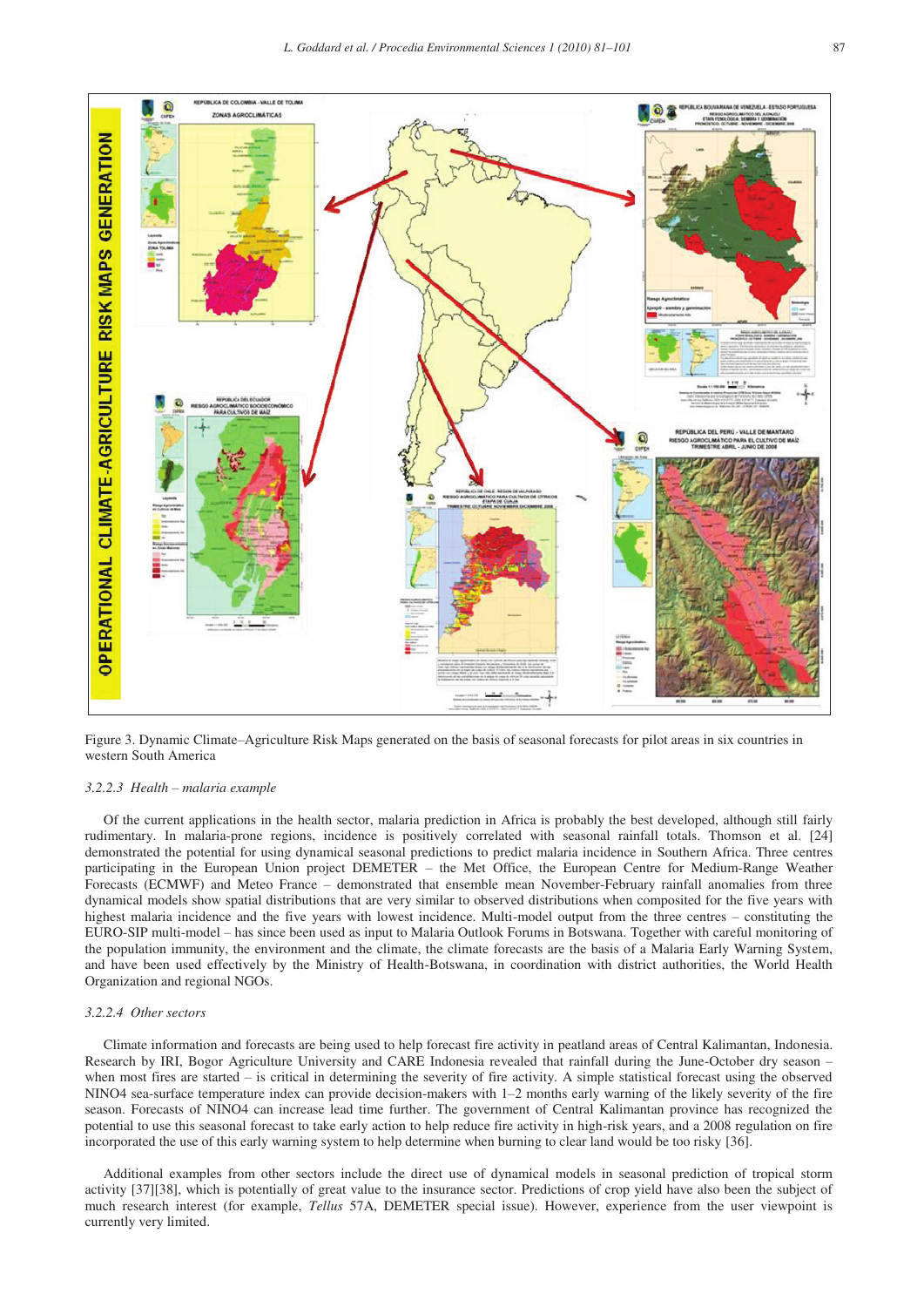Figure 3. Dynamic Climate–Agriculture Risk Maps generated on the basis of seasonal forecasts for pilot areas in six countries in western South America

#### 3.2.2.3 Health – malaria example

Of the current applications in the health sector, malaria prediction in Africa is probably the best developed, although still fairly rudimentary. In malaria-prone regions, incidence is positively correlated with seasonal rainfall totals. Thomson et al. [24] demonstrated the potential for using dynamical seasonal predictions to predict malaria incidence in Southern Africa. Three centres participating in the European Union project DEMETER – the Met Office, the European Centre for Medium-Range Weather Forecasts (ECMWF) and Meteo France – demonstrated that ensemble mean November-February rainfall anomalies from three dynamical models show spatial distributions that are very similar to observed distributions when composited for the five years with highest malaria incidence and the five years with lowest incidence. Multi-model output from the three centres – constituting the EURO-SIP multi-model – has since been used as input to Malaria Outlook Forums in Botswana. Together with careful monitoring of the population immunity, the environment and the climate, the climate forecasts are the basis of a Malaria Early Warning System, and have been used effectively by the Ministry of Health-Botswana, in coordination with district authorities, the World Health Organization and regional NGOs.

#### 3.2.2.4 Other sectors

Climate information and forecasts are being used to help forecast fire activity in peatland areas of Central Kalimantan, Indonesia. Research by IRI, Bogor Agriculture University and CARE Indonesia revealed that rainfall during the June-October dry season – when most fires are started – is critical in determining the severity of fire activity. A simple statistical forecast using the observed NINO4 sea-surface temperature index can provide decision-makers with 1–2 months early warning of the likely severity of the fire season. Forecasts of NINO4 can increase lead time further. The government of Central Kalimantan province has recognized the potential to use this seasonal forecast to take early action to help reduce fire activity in high-risk years, and a 2008 regulation on fire incorporated the use of this early warning system to help determine when burning to clear land would be too risky [36].

Additional examples from other sectors include the direct use of dynamical models in seasonal prediction of tropical storm activity [37][38], which is potentially of great value to the insurance sector. Predictions of crop yield have also been the subject of much research interest (for example, *Tellus* 57A, DEMETER special issue). However, experience from the user viewpoint is currently very limited.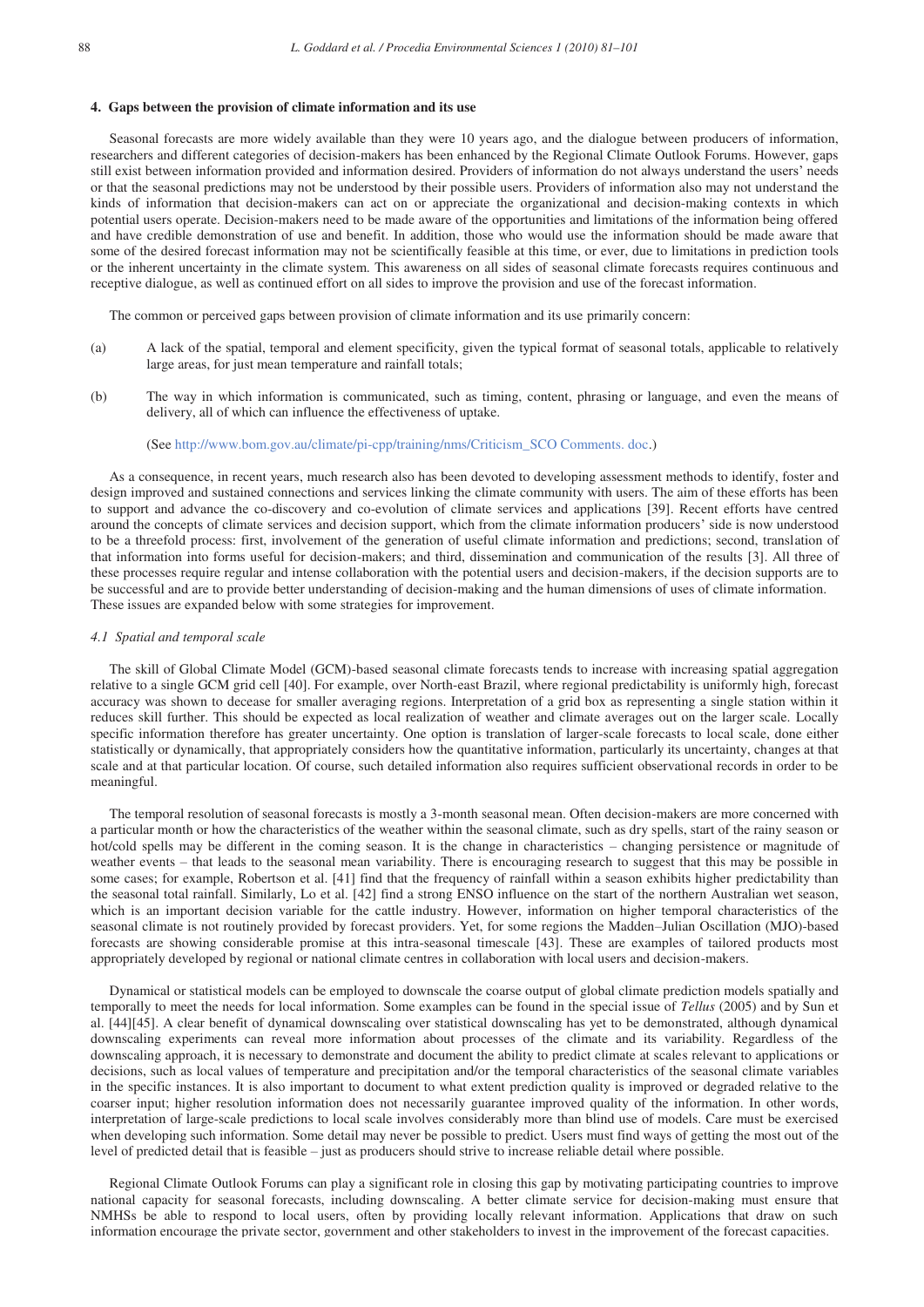## 4. Gaps between the provision of climate information and its use

Seasonal forecasts are more widely available than they were 10 years ago, and the dialogue between producers of information, researchers and different categories of decision-makers has been enhanced by the Regional Climate Outlook Forums. However, gaps still exist between information provided and information desired. Providers of information do not always understand the users' needs or that the seasonal predictions may not be understood by their possible users. Providers of information also may not understand the kinds of information that decision-makers can act on or appreciate the organizational and decision-making contexts in which potential users operate. Decision-makers need to be made aware of the opportunities and limitations of the information being offered and have credible demonstration of use and benefit. In addition, those who would use the information should be made aware that some of the desired forecast information may not be scientifically feasible at this time, or ever, due to limitations in prediction tools or the inherent uncertainty in the climate system. This awareness on all sides of seasonal climate forecasts requires continuous and receptive dialogue, as well as continued effort on all sides to improve the provision and use of the forecast information.

The common or perceived gaps between provision of climate information and its use primarily concern:

(a) A lack of the spatial, temporal and element specificity, given the typical format of seasonal totals, applicable to relatively large areas, for just mean temperature and rainfall totals;

(b) The way in which information is communicated, such as timing, content, phrasing or language, and even the means of delivery, all of which can influence the effectiveness of uptake.

(See http://www.bom.gov.au/climate/pi-cpp/training/nms/Criticism_SCO Comments. doc.)

As a consequence, in recent years, much research also has been devoted to developing assessment methods to identify, foster and design improved and sustained connections and services linking the climate community with users. The aim of these efforts has been to support and advance the co-discovery and co-evolution of climate services and applications [39]. Recent efforts have centred around the concepts of climate services and decision support, which from the climate information producers' side is now understood to be a threefold process: first, involvement of the generation of useful climate information and predictions; second, translation of that information into forms useful for decision-makers; and third, dissemination and communication of the results [3]. All three of these processes require regular and intense collaboration with the potential users and decision-makers, if the decision supports are to be successful and are to provide better understanding of decision-making and the human dimensions of uses of climate information. These issues are expanded below with some strategies for improvement.

### *4.1 Spatial and temporal scale*

The skill of Global Climate Model (GCM)-based seasonal climate forecasts tends to increase with increasing spatial aggregation relative to a single GCM grid cell [40]. For example, over North-east Brazil, where regional predictability is uniformly high, forecast accuracy was shown to decease for smaller averaging regions. Interpretation of a grid box as representing a single station within it reduces skill further. This should be expected as local realization of weather and climate averages out on the larger scale. Locally specific information therefore has greater uncertainty. One option is translation of larger-scale forecasts to local scale, done either statistically or dynamically, that appropriately considers how the quantitative information, particularly its uncertainty, changes at that scale and at that particular location. Of course, such detailed information also requires sufficient observational records in order to be meaningful.

The temporal resolution of seasonal forecasts is mostly a 3-month seasonal mean. Often decision-makers are more concerned with a particular month or how the characteristics of the weather within the seasonal climate, such as dry spells, start of the rainy season or hot/cold spells may be different in the coming season. It is the change in characteristics – changing persistence or magnitude of weather events – that leads to the seasonal mean variability. There is encouraging research to suggest that this may be possible in some cases; for example, Robertson et al. [41] find that the frequency of rainfall within a season exhibits higher predictability than the seasonal total rainfall. Similarly, Lo et al. [42] find a strong ENSO influence on the start of the northern Australian wet season, which is an important decision variable for the cattle industry. However, information on higher temporal characteristics of the seasonal climate is not routinely provided by forecast providers. Yet, for some regions the Madden–Julian Oscillation (MJO)-based forecasts are showing considerable promise at this intra-seasonal timescale [43]. These are examples of tailored products most appropriately developed by regional or national climate centres in collaboration with local users and decision-makers.

Dynamical or statistical models can be employed to downscale the coarse output of global climate prediction models spatially and temporally to meet the needs for local information. Some examples can be found in the special issue of *Tellus* (2005) and by Sun et al. [44][45]. A clear benefit of dynamical downscaling over statistical downscaling has yet to be demonstrated, although dynamical downscaling experiments can reveal more information about processes of the climate and its variability. Regardless of the downscaling approach, it is necessary to demonstrate and document the ability to predict climate at scales relevant to applications or decisions, such as local values of temperature and precipitation and/or the temporal characteristics of the seasonal climate variables in the specific instances. It is also important to document to what extent prediction quality is improved or degraded relative to the coarser input; higher resolution information does not necessarily guarantee improved quality of the information. In other words, interpretation of large-scale predictions to local scale involves considerably more than blind use of models. Care must be exercised when developing such information. Some detail may never be possible to predict. Users must find ways of getting the most out of the level of predicted detail that is feasible – just as producers should strive to increase reliable detail where possible.

Regional Climate Outlook Forums can play a significant role in closing this gap by motivating participating countries to improve national capacity for seasonal forecasts, including downscaling. A better climate service for decision-making must ensure that NMHSs be able to respond to local users, often by providing locally relevant information. Applications that draw on such information encourage the private sector, government and other stakeholders to invest in the improvement of the forecast capacities.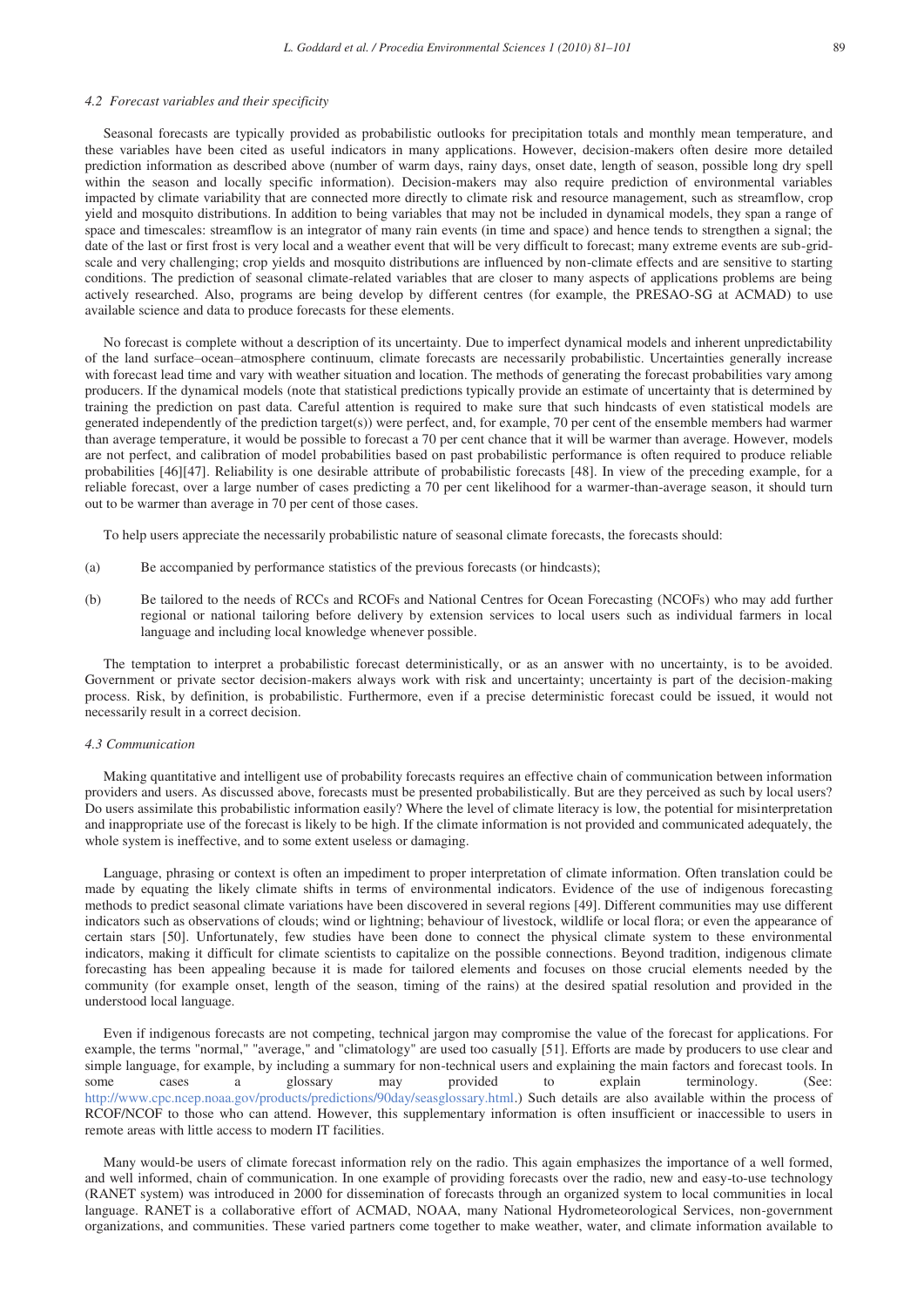### *4.2 Forecast variables and their specificity*

Seasonal forecasts are typically provided as probabilistic outlooks for precipitation totals and monthly mean temperature, and these variables have been cited as useful indicators in many applications. However, decision-makers often desire more detailed prediction information as described above (number of warm days, rainy days, onset date, length of season, possible long dry spell within the season and locally specific information). Decision-makers may also require prediction of environmental variables impacted by climate variability that are connected more directly to climate risk and resource management, such as streamflow, crop yield and mosquito distributions. In addition to being variables that may not be included in dynamical models, they span a range of space and timescales: streamflow is an integrator of many rain events (in time and space) and hence tends to strengthen a signal; the date of the last or first frost is very local and a weather event that will be very difficult to forecast; many extreme events are sub-grid-scale and very challenging; crop yields and mosquito distributions are influenced by non-climate effects and are sensitive to starting conditions. The prediction of seasonal climate-related variables that are closer to many aspects of applications problems are being actively researched. Also, programs are being develop by different centres (for example, the PRESAO-SG at ACMAD) to use available science and data to produce forecasts for these elements.

No forecast is complete without a description of its uncertainty. Due to imperfect dynamical models and inherent unpredictability of the land surface–ocean–atmosphere continuum, climate forecasts are necessarily probabilistic. Uncertainties generally increase with forecast lead time and vary with weather situation and location. The methods of generating the forecast probabilities vary among producers. If the dynamical models (note that statistical predictions typically provide an estimate of uncertainty that is determined by training the prediction on past data. Careful attention is required to make sure that such hindcasts of even statistical models are generated independently of the prediction target(s)) were perfect, and, for example, 70 per cent of the ensemble members had warmer than average temperature, it would be possible to forecast a 70 per cent chance that it will be warmer than average. However, models are not perfect, and calibration of model probabilities based on past probabilistic performance is often required to produce reliable probabilities [46][47]. Reliability is one desirable attribute of probabilistic forecasts [48]. In view of the preceding example, for a reliable forecast, over a large number of cases predicting a 70 per cent likelihood for a warmer-than-average season, it should turn out to be warmer than average in 70 per cent of those cases.

To help users appreciate the necessarily probabilistic nature of seasonal climate forecasts, the forecasts should:

(a) Be accompanied by performance statistics of the previous forecasts (or hindcasts);

(b) Be tailored to the needs of RCCs and RCOFs and National Centres for Ocean Forecasting (NCOFs) who may add further regional or national tailoring before delivery by extension services to local users such as individual farmers in local language and including local knowledge whenever possible.

The temptation to interpret a probabilistic forecast deterministically, or as an answer with no uncertainty, is to be avoided. Government or private sector decision-makers always work with risk and uncertainty; uncertainty is part of the decision-making process. Risk, by definition, is probabilistic. Furthermore, even if a precise deterministic forecast could be issued, it would not necessarily result in a correct decision.

### *4.3 Communication*

Making quantitative and intelligent use of probability forecasts requires an effective chain of communication between information providers and users. As discussed above, forecasts must be presented probabilistically. But are they perceived as such by local users? Do users assimilate this probabilistic information easily? Where the level of climate literacy is low, the potential for misinterpretation and inappropriate use of the forecast is likely to be high. If the climate information is not provided and communicated adequately, the whole system is ineffective, and to some extent useless or damaging.

Language, phrasing or context is often an impediment to proper interpretation of climate information. Often translation could be made by equating the likely climate shifts in terms of environmental indicators. Evidence of the use of indigenous forecasting methods to predict seasonal climate variations have been discovered in several regions [49]. Different communities may use different indicators such as observations of clouds; wind or lightning; behaviour of livestock, wildlife or local flora; or even the appearance of certain stars [50]. Unfortunately, few studies have been done to connect the physical climate system to these environmental indicators, making it difficult for climate scientists to capitalize on the possible connections. Beyond tradition, indigenous climate forecasting has been appealing because it is made for tailored elements and focuses on those crucial elements needed by the community (for example onset, length of the season, timing of the rains) at the desired spatial resolution and provided in the understood local language.

Even if indigenous forecasts are not competing, technical jargon may compromise the value of the forecast for applications. For example, the terms "normal," "average," and "climatology" are used too casually [51]. Efforts are made by producers to use clear and simple language, for example, by including a summary for non-technical users and explaining the main factors and forecast tools. In some cases a glossary may provided to explain terminology. (See: http://www.cpc.ncep.noaa.gov/products/predictions/90day/seasglossary.html.) Such details are also available within the process of RCOF/NCOF to those who can attend. However, this supplementary information is often insufficient or inaccessible to users in remote areas with little access to modern IT facilities.

Many would-be users of climate forecast information rely on the radio. This again emphasizes the importance of a well formed, and well informed, chain of communication. In one example of providing forecasts over the radio, new and easy-to-use technology (RANET system) was introduced in 2000 for dissemination of forecasts through an organized system to local communities in local language. RANET is a collaborative effort of ACMAD, NOAA, many National Hydrometeorological Services, non-government organizations, and communities. These varied partners come together to make weather, water, and climate information available to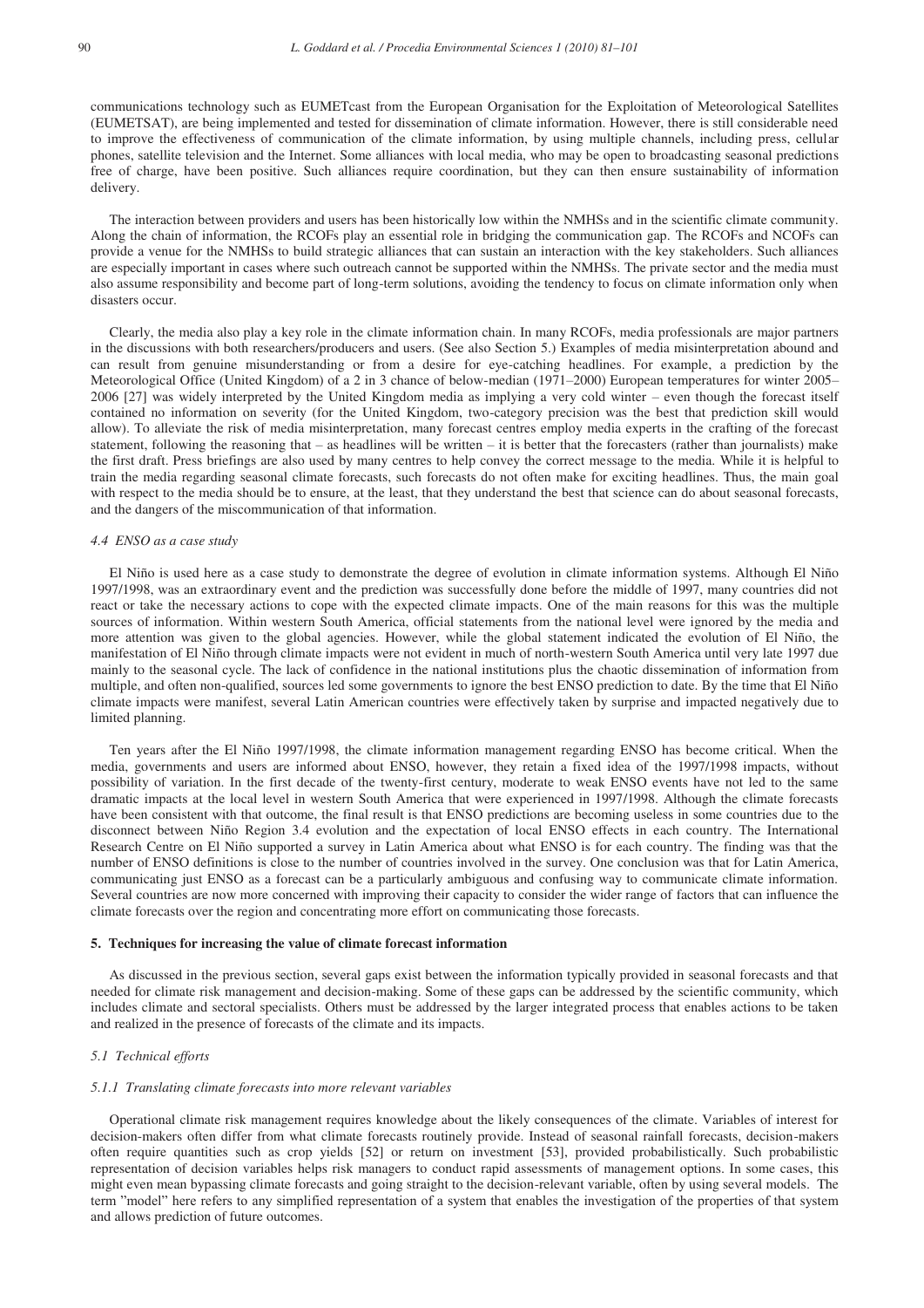communications technology such as EUMETcast from the European Organisation for the Exploitation of Meteorological Satellites (EUMETSAT), are being implemented and tested for dissemination of climate information. However, there is still considerable need to improve the effectiveness of communication of the climate information, by using multiple channels, including press, cellular phones, satellite television and the Internet. Some alliances with local media, who may be open to broadcasting seasonal predictions free of charge, have been positive. Such alliances require coordination, but they can then ensure sustainability of information delivery.

The interaction between providers and users has been historically low within the NMHSs and in the scientific climate community. Along the chain of information, the RCOFs play an essential role in bridging the communication gap. The RCOFs and NCOFs can provide a venue for the NMHSs to build strategic alliances that can sustain an interaction with the key stakeholders. Such alliances are especially important in cases where such outreach cannot be supported within the NMHSs. The private sector and the media must also assume responsibility and become part of long-term solutions, avoiding the tendency to focus on climate information only when disasters occur.

Clearly, the media also play a key role in the climate information chain. In many RCOFs, media professionals are major partners in the discussions with both researchers/producers and users. (See also Section 5.) Examples of media misinterpretation abound and can result from genuine misunderstanding or from a desire for eye-catching headlines. For example, a prediction by the Meteorological Office (United Kingdom) of a 2 in 3 chance of below-median (1971–2000) European temperatures for winter 2005–2006 [27] was widely interpreted by the United Kingdom media as implying a very cold winter – even though the forecast itself contained no information on severity (for the United Kingdom, two-category precision was the best that prediction skill would allow). To alleviate the risk of media misinterpretation, many forecast centres employ media experts in the crafting of the forecast statement, following the reasoning that – as headlines will be written – it is better that the forecasters (rather than journalists) make the first draft. Press briefings are also used by many centres to help convey the correct message to the media. While it is helpful to train the media regarding seasonal climate forecasts, such forecasts do not often make for exciting headlines. Thus, the main goal with respect to the media should be to ensure, at the least, that they understand the best that science can do about seasonal forecasts, and the dangers of the miscommunication of that information.

### *4.4 ENSO as a case study*

El Niño is used here as a case study to demonstrate the degree of evolution in climate information systems. Although El Niño 1997/1998, was an extraordinary event and the prediction was successfully done before the middle of 1997, many countries did not react or take the necessary actions to cope with the expected climate impacts. One of the main reasons for this was the multiple sources of information. Within western South America, official statements from the national level were ignored by the media and more attention was given to the global agencies. However, while the global statement indicated the evolution of El Niño, the manifestation of El Niño through climate impacts were not evident in much of north-western South America until very late 1997 due mainly to the seasonal cycle. The lack of confidence in the national institutions plus the chaotic dissemination of information from multiple, and often non-qualified, sources led some governments to ignore the best ENSO prediction to date. By the time that El Niño climate impacts were manifest, several Latin American countries were effectively taken by surprise and impacted negatively due to limited planning.

Ten years after the El Niño 1997/1998, the climate information management regarding ENSO has become critical. When the media, governments and users are informed about ENSO, however, they retain a fixed idea of the 1997/1998 impacts, without possibility of variation. In the first decade of the twenty-first century, moderate to weak ENSO events have not led to the same dramatic impacts at the local level in western South America that were experienced in 1997/1998. Although the climate forecasts have been consistent with that outcome, the final result is that ENSO predictions are becoming useless in some countries due to the disconnect between Niño Region 3.4 evolution and the expectation of local ENSO effects in each country. The International Research Centre on El Niño supported a survey in Latin America about what ENSO is for each country. The finding was that the number of ENSO definitions is close to the number of countries involved in the survey. One conclusion was that for Latin America, communicating just ENSO as a forecast can be a particularly ambiguous and confusing way to communicate climate information. Several countries are now more concerned with improving their capacity to consider the wider range of factors that can influence the climate forecasts over the region and concentrating more effort on communicating those forecasts.

## **5. Techniques for increasing the value of climate forecast information**

As discussed in the previous section, several gaps exist between the information typically provided in seasonal forecasts and that needed for climate risk management and decision-making. Some of these gaps can be addressed by the scientific community, which includes climate and sectoral specialists. Others must be addressed by the larger integrated process that enables actions to be taken and realized in the presence of forecasts of the climate and its impacts.

### *5.1 Technical efforts*

#### *5.1.1 Translating climate forecasts into more relevant variables*

Operational climate risk management requires knowledge about the likely consequences of the climate. Variables of interest for decision-makers often differ from what climate forecasts routinely provide. Instead of seasonal rainfall forecasts, decision-makers often require quantities such as crop yields [52] or return on investment [53], provided probabilistically. Such probabilistic representation of decision variables helps risk managers to conduct rapid assessments of management options. In some cases, this might even mean bypassing climate forecasts and going straight to the decision-relevant variable, often by using several models. The term "model" here refers to any simplified representation of a system that enables the investigation of the properties of that system and allows prediction of future outcomes.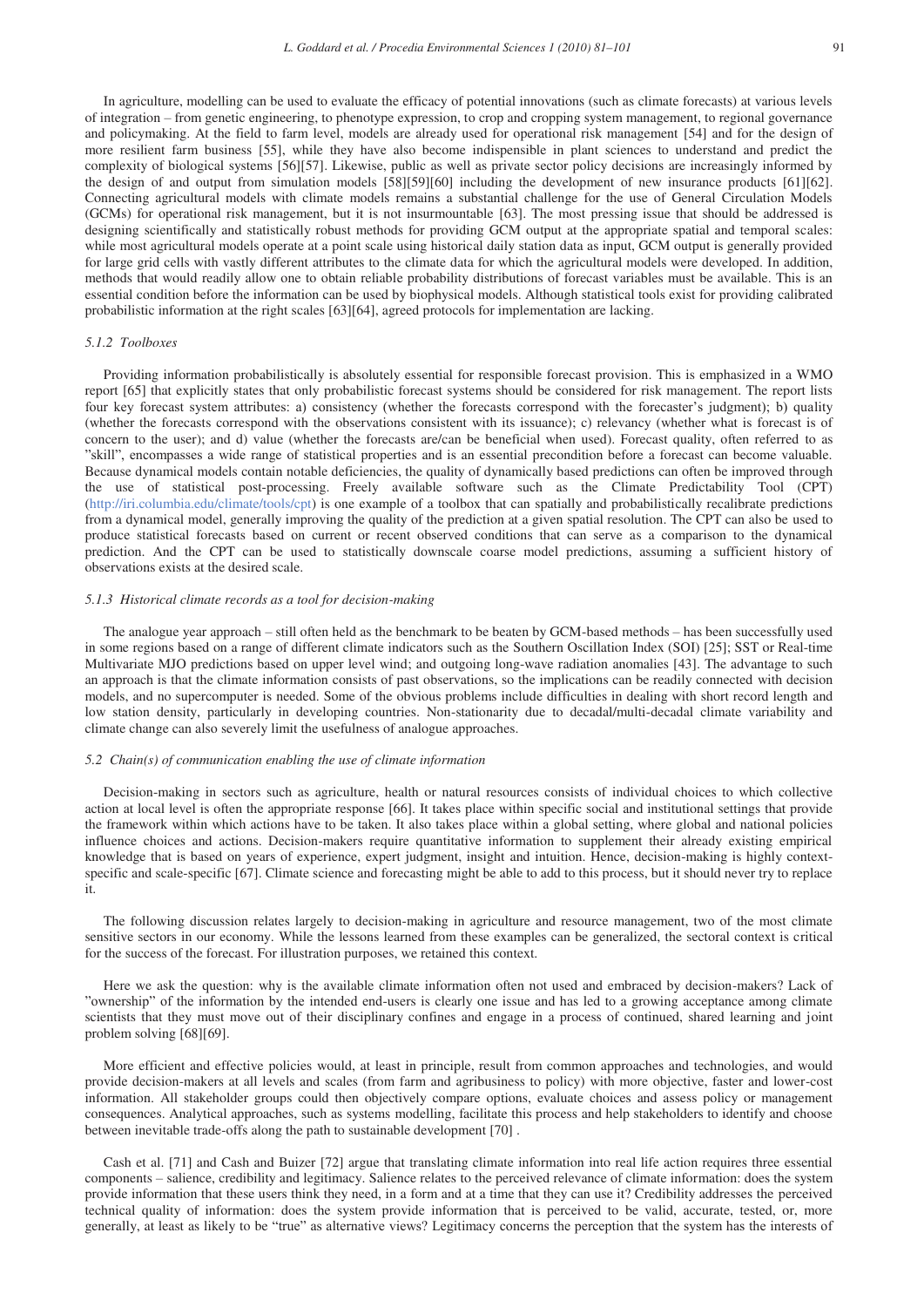In agriculture, modelling can be used to evaluate the efficacy of potential innovations (such as climate forecasts) at various levels of integration – from genetic engineering, to phenotype expression, to crop and cropping system management, to regional governance and policymaking. At the field to farm level, models are already used for operational risk management [54] and for the design of more resilient farm business [55], while they have also become indispensible in plant sciences to understand and predict the complexity of biological systems [56][57]. Likewise, public as well as private sector policy decisions are increasingly informed by the design of and output from simulation models [58][59][60] including the development of new insurance products [61][62]. Connecting agricultural models with climate models remains a substantial challenge for the use of General Circulation Models (GCMs) for operational risk management, but it is not insurmountable [63]. The most pressing issue that should be addressed is designing scientifically and statistically robust methods for providing GCM output at the appropriate spatial and temporal scales: while most agricultural models operate at a point scale using historical daily station data as input, GCM output is generally provided for large grid cells with vastly different attributes to the climate data for which the agricultural models were developed. In addition, methods that would readily allow one to obtain reliable probability distributions of forecast variables must be available. This is an essential condition before the information can be used by biophysical models. Although statistical tools exist for providing calibrated probabilistic information at the right scales [63][64], agreed protocols for implementation are lacking.

### *5.1.2 Toolboxes*

Providing information probabilistically is absolutely essential for responsible forecast provision. This is emphasized in a WMO report [65] that explicitly states that only probabilistic forecast systems should be considered for risk management. The report lists four key forecast system attributes: a) consistency (whether the forecasts correspond with the forecaster's judgment); b) quality (whether the forecasts correspond with the observations consistent with its issuance); c) relevancy (whether what is forecast is of concern to the user); and d) value (whether the forecasts are/can be beneficial when used). Forecast quality, often referred to as "skill", encompasses a wide range of statistical properties and is an essential precondition before a forecast can become valuable. Because dynamical models contain notable deficiencies, the quality of dynamically based predictions can often be improved through the use of statistical post-processing. Freely available software such as the Climate Predictability Tool (CPT) (http://iri.columbia.edu/climate/tools/cpt) is one example of a toolbox that can spatially and probabilistically recalibrate predictions from a dynamical model, generally improving the quality of the prediction at a given spatial resolution. The CPT can also be used to produce statistical forecasts based on current or recent observed conditions that can serve as a comparison to the dynamical prediction. And the CPT can be used to statistically downscale coarse model predictions, assuming a sufficient history of observations exists at the desired scale.

### *5.1.3 Historical climate records as a tool for decision-making*

The analogue year approach – still often held as the benchmark to be beaten by GCM-based methods – has been successfully used in some regions based on a range of different climate indicators such as the Southern Oscillation Index (SOI) [25]; SST or Real-time Multivariate MJO predictions based on upper level wind; and outgoing long-wave radiation anomalies [43]. The advantage to such an approach is that the climate information consists of past observations, so the implications can be readily connected with decision models, and no supercomputer is needed. Some of the obvious problems include difficulties in dealing with short record length and low station density, particularly in developing countries. Non-stationarity due to decadal/multi-decadal climate variability and climate change can also severely limit the usefulness of analogue approaches.

### *5.2 Chain(s) of communication enabling the use of climate information*

Decision-making in sectors such as agriculture, health or natural resources consists of individual choices to which collective action at local level is often the appropriate response [66]. It takes place within specific social and institutional settings that provide the framework within which actions have to be taken. It also takes place within a global setting, where global and national policies influence choices and actions. Decision-makers require quantitative information to supplement their already existing empirical knowledge that is based on years of experience, expert judgment, insight and intuition. Hence, decision-making is highly context-specific and scale-specific [67]. Climate science and forecasting might be able to add to this process, but it should never try to replace it.

The following discussion relates largely to decision-making in agriculture and resource management, two of the most climate sensitive sectors in our economy. While the lessons learned from these examples can be generalized, the sectoral context is critical for the success of the forecast. For illustration purposes, we retained this context.

Here we ask the question: why is the available climate information often not used and embraced by decision-makers? Lack of "ownership" of the information by the intended end-users is clearly one issue and has led to a growing acceptance among climate scientists that they must move out of their disciplinary confines and engage in a process of continued, shared learning and joint problem solving [68][69].

More efficient and effective policies would, at least in principle, result from common approaches and technologies, and would provide decision-makers at all levels and scales (from farm and agribusiness to policy) with more objective, faster and lower-cost information. All stakeholder groups could then objectively compare options, evaluate choices and assess policy or management consequences. Analytical approaches, such as systems modelling, facilitate this process and help stakeholders to identify and choose between inevitable trade-offs along the path to sustainable development [70] .

Cash et al. [71] and Cash and Buizer [72] argue that translating climate information into real life action requires three essential components – salience, credibility and legitimacy. Salience relates to the perceived relevance of climate information: does the system provide information that these users think they need, in a form and at a time that they can use it? Credibility addresses the perceived technical quality of information: does the system provide information that is perceived to be valid, accurate, tested, or, more generally, at least as likely to be "true" as alternative views? Legitimacy concerns the perception that the system has the interests of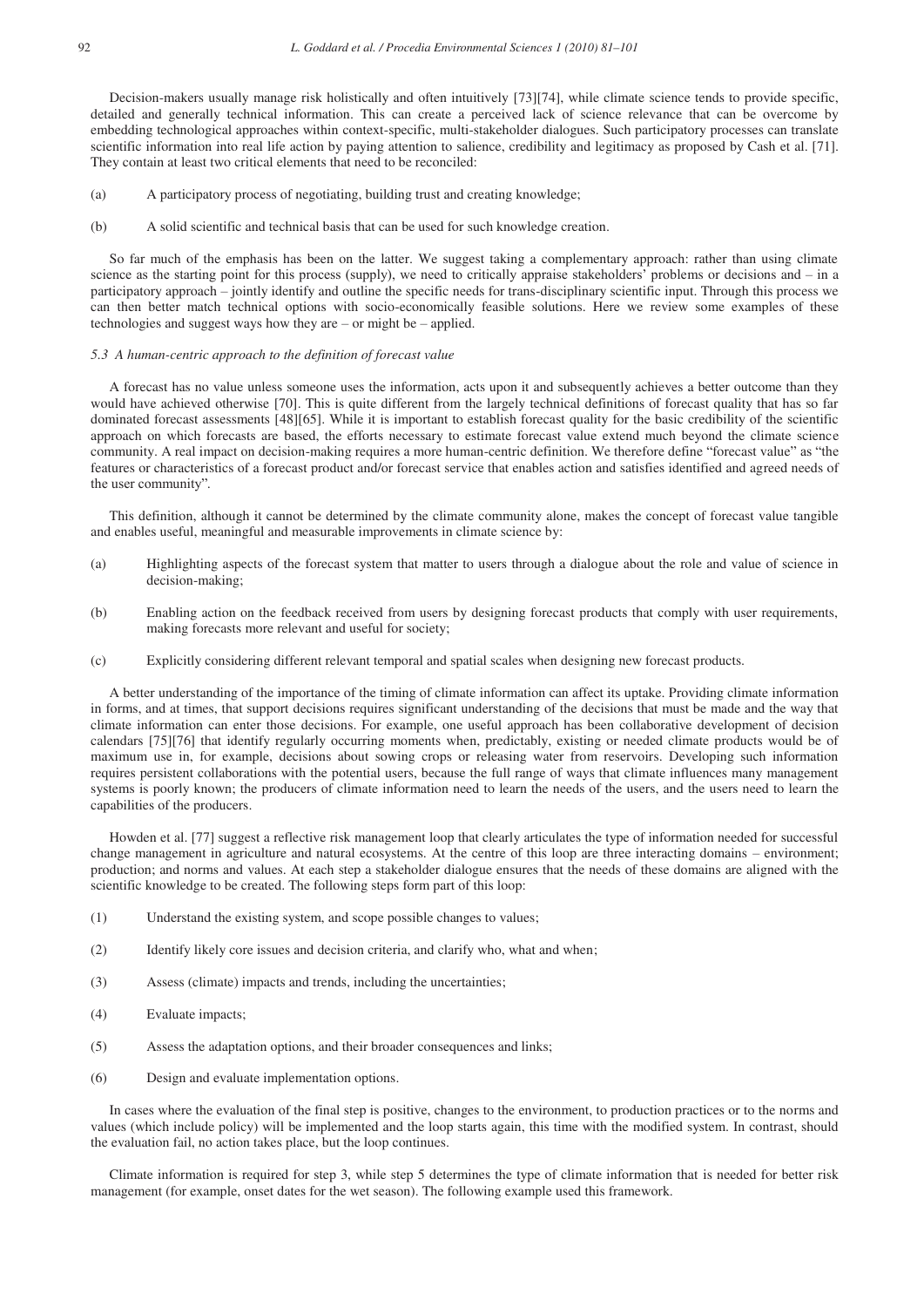Decision-makers usually manage risk holistically and often intuitively [73][74], while climate science tends to provide specific, detailed and generally technical information. This can create a perceived lack of science relevance that can be overcome by embedding technological approaches within context-specific, multi-stakeholder dialogues. Such participatory processes can translate scientific information into real life action by paying attention to salience, credibility and legitimacy as proposed by Cash et al. [71]. They contain at least two critical elements that need to be reconciled:

(a) A participatory process of negotiating, building trust and creating knowledge;

(b) A solid scientific and technical basis that can be used for such knowledge creation.

So far much of the emphasis has been on the latter. We suggest taking a complementary approach: rather than using climate science as the starting point for this process (supply), we need to critically appraise stakeholders' problems or decisions and – in a participatory approach – jointly identify and outline the specific needs for trans-disciplinary scientific input. Through this process we can then better match technical options with socio-economically feasible solutions. Here we review some examples of these technologies and suggest ways how they are – or might be – applied.

### *5.3 A human-centric approach to the definition of forecast value*

A forecast has no value unless someone uses the information, acts upon it and subsequently achieves a better outcome than they would have achieved otherwise [70]. This is quite different from the largely technical definitions of forecast quality that has so far dominated forecast assessments [48][65]. While it is important to establish forecast quality for the basic credibility of the scientific approach on which forecasts are based, the efforts necessary to estimate forecast value extend much beyond the climate science community. A real impact on decision-making requires a more human-centric definition. We therefore define "forecast value" as "the features or characteristics of a forecast product and/or forecast service that enables action and satisfies identified and agreed needs of the user community".

This definition, although it cannot be determined by the climate community alone, makes the concept of forecast value tangible and enables useful, meaningful and measurable improvements in climate science by:

(a) Highlighting aspects of the forecast system that matter to users through a dialogue about the role and value of science in decision-making;

(b) Enabling action on the feedback received from users by designing forecast products that comply with user requirements, making forecasts more relevant and useful for society;

(c) Explicitly considering different relevant temporal and spatial scales when designing new forecast products.

A better understanding of the importance of the timing of climate information can affect its uptake. Providing climate information in forms, and at times, that support decisions requires significant understanding of the decisions that must be made and the way that climate information can enter those decisions. For example, one useful approach has been collaborative development of decision calendars [75][76] that identify regularly occurring moments when, predictably, existing or needed climate products would be of maximum use in, for example, decisions about sowing crops or releasing water from reservoirs. Developing such information requires persistent collaborations with the potential users, because the full range of ways that climate influences many management systems is poorly known; the producers of climate information need to learn the needs of the users, and the users need to learn the capabilities of the producers.

Howden et al. [77] suggest a reflective risk management loop that clearly articulates the type of information needed for successful change management in agriculture and natural ecosystems. At the centre of this loop are three interacting domains – environment; production; and norms and values. At each step a stakeholder dialogue ensures that the needs of these domains are aligned with the scientific knowledge to be created. The following steps form part of this loop:

(1) Understand the existing system, and scope possible changes to values;

(2) Identify likely core issues and decision criteria, and clarify who, what and when;

(3) Assess (climate) impacts and trends, including the uncertainties;

(4) Evaluate impacts;

(5) Assess the adaptation options, and their broader consequences and links;

(6) Design and evaluate implementation options.

In cases where the evaluation of the final step is positive, changes to the environment, to production practices or to the norms and values (which include policy) will be implemented and the loop starts again, this time with the modified system. In contrast, should the evaluation fail, no action takes place, but the loop continues.

Climate information is required for step 3, while step 5 determines the type of climate information that is needed for better risk management (for example, onset dates for the wet season). The following example used this framework.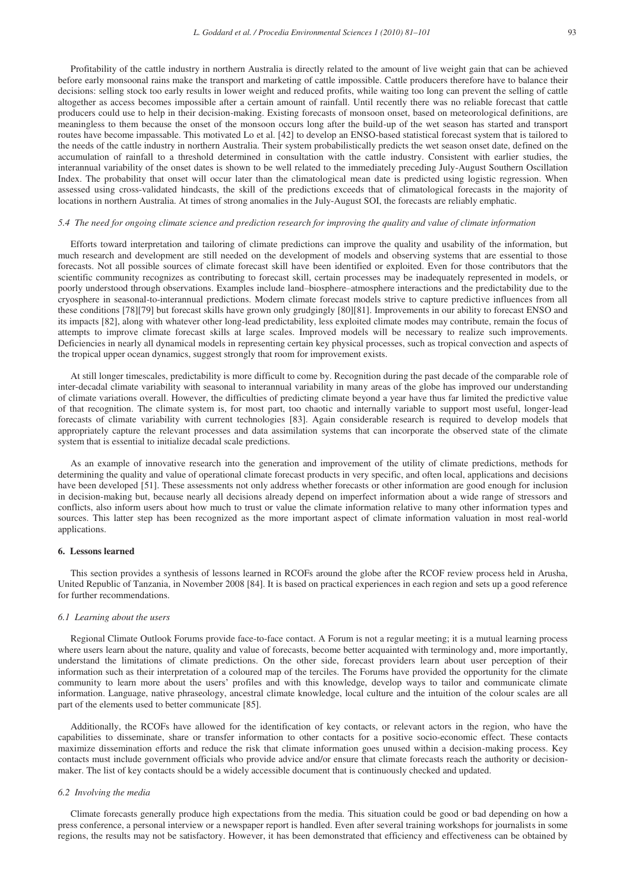Profitability of the cattle industry in northern Australia is directly related to the amount of live weight gain that can be achieved before early monsoonal rains make the transport and marketing of cattle impossible. Cattle producers therefore have to balance their decisions: selling stock too early results in lower weight and reduced profits, while waiting too long can prevent the selling of cattle altogether as access becomes impossible after a certain amount of rainfall. Until recently there was no reliable forecast that cattle producers could use to help in their decision-making. Existing forecasts of monsoon onset, based on meteorological definitions, are meaningless to them because the onset of the monsoon occurs long after the build-up of the wet season has started and transport routes have become impassable. This motivated Lo et al. [42] to develop an ENSO-based statistical forecast system that is tailored to the needs of the cattle industry in northern Australia. Their system probabilistically predicts the wet season onset date, defined on the accumulation of rainfall to a threshold determined in consultation with the cattle industry. Consistent with earlier studies, the interannual variability of the onset dates is shown to be well related to the immediately preceding July-August Southern Oscillation Index. The probability that onset will occur later than the climatological mean date is predicted using logistic regression. When assessed using cross-validated hindcasts, the skill of the predictions exceeds that of climatological forecasts in the majority of locations in northern Australia. At times of strong anomalies in the July-August SOI, the forecasts are reliably emphatic.

### *5.4 The need for ongoing climate science and prediction research for improving the quality and value of climate information*

Efforts toward interpretation and tailoring of climate predictions can improve the quality and usability of the information, but much research and development are still needed on the development of models and observing systems that are essential to those forecasts. Not all possible sources of climate forecast skill have been identified or exploited. Even for those contributors that the scientific community recognizes as contributing to forecast skill, certain processes may be inadequately represented in models, or poorly understood through observations. Examples include land–biosphere–atmosphere interactions and the predictability due to the cryosphere in seasonal-to-interannual predictions. Modern climate forecast models strive to capture predictive influences from all these conditions [78][79] but forecast skills have grown only grudgingly [80][81]. Improvements in our ability to forecast ENSO and its impacts [82], along with whatever other long-lead predictability, less exploited climate modes may contribute, remain the focus of attempts to improve climate forecast skills at large scales. Improved models will be necessary to realize such improvements. Deficiencies in nearly all dynamical models in representing certain key physical processes, such as tropical convection and aspects of the tropical upper ocean dynamics, suggest strongly that room for improvement exists.

At still longer timescales, predictability is more difficult to come by. Recognition during the past decade of the comparable role of inter-decadal climate variability with seasonal to interannual variability in many areas of the globe has improved our understanding of climate variations overall. However, the difficulties of predicting climate beyond a year have thus far limited the predictive value of that recognition. The climate system is, for most part, too chaotic and internally variable to support most useful, longer-lead forecasts of climate variability with current technologies [83]. Again considerable research is required to develop models that appropriately capture the relevant processes and data assimilation systems that can incorporate the observed state of the climate system that is essential to initialize decadal scale predictions.

As an example of innovative research into the generation and improvement of the utility of climate predictions, methods for determining the quality and value of operational climate forecast products in very specific, and often local, applications and decisions have been developed [51]. These assessments not only address whether forecasts or other information are good enough for inclusion in decision-making but, because nearly all decisions already depend on imperfect information about a wide range of stressors and conflicts, also inform users about how much to trust or value the climate information relative to many other information types and sources. This latter step has been recognized as the more important aspect of climate information valuation in most real-world applications.

## 6. Lessons learned

This section provides a synthesis of lessons learned in RCOFs around the globe after the RCOF review process held in Arusha, United Republic of Tanzania, in November 2008 [84]. It is based on practical experiences in each region and sets up a good reference for further recommendations.

### *6.1 Learning about the users*

Regional Climate Outlook Forums provide face-to-face contact. A Forum is not a regular meeting; it is a mutual learning process where users learn about the nature, quality and value of forecasts, become better acquainted with terminology and, more importantly, understand the limitations of climate predictions. On the other side, forecast providers learn about user perception of their information such as their interpretation of a coloured map of the terciles. The Forums have provided the opportunity for the climate community to learn more about the users' profiles and with this knowledge, develop ways to tailor and communicate climate information. Language, native phraseology, ancestral climate knowledge, local culture and the intuition of the colour scales are all part of the elements used to better communicate [85].

Additionally, the RCOFs have allowed for the identification of key contacts, or relevant actors in the region, who have the capabilities to disseminate, share or transfer information to other contacts for a positive socio-economic effect. These contacts maximize dissemination efforts and reduce the risk that climate information goes unused within a decision-making process. Key contacts must include government officials who provide advice and/or ensure that climate forecasts reach the authority or decision-maker. The list of key contacts should be a widely accessible document that is continuously checked and updated.

### *6.2 Involving the media*

Climate forecasts generally produce high expectations from the media. This situation could be good or bad depending on how a press conference, a personal interview or a newspaper report is handled. Even after several training workshops for journalists in some regions, the results may not be satisfactory. However, it has been demonstrated that efficiency and effectiveness can be obtained by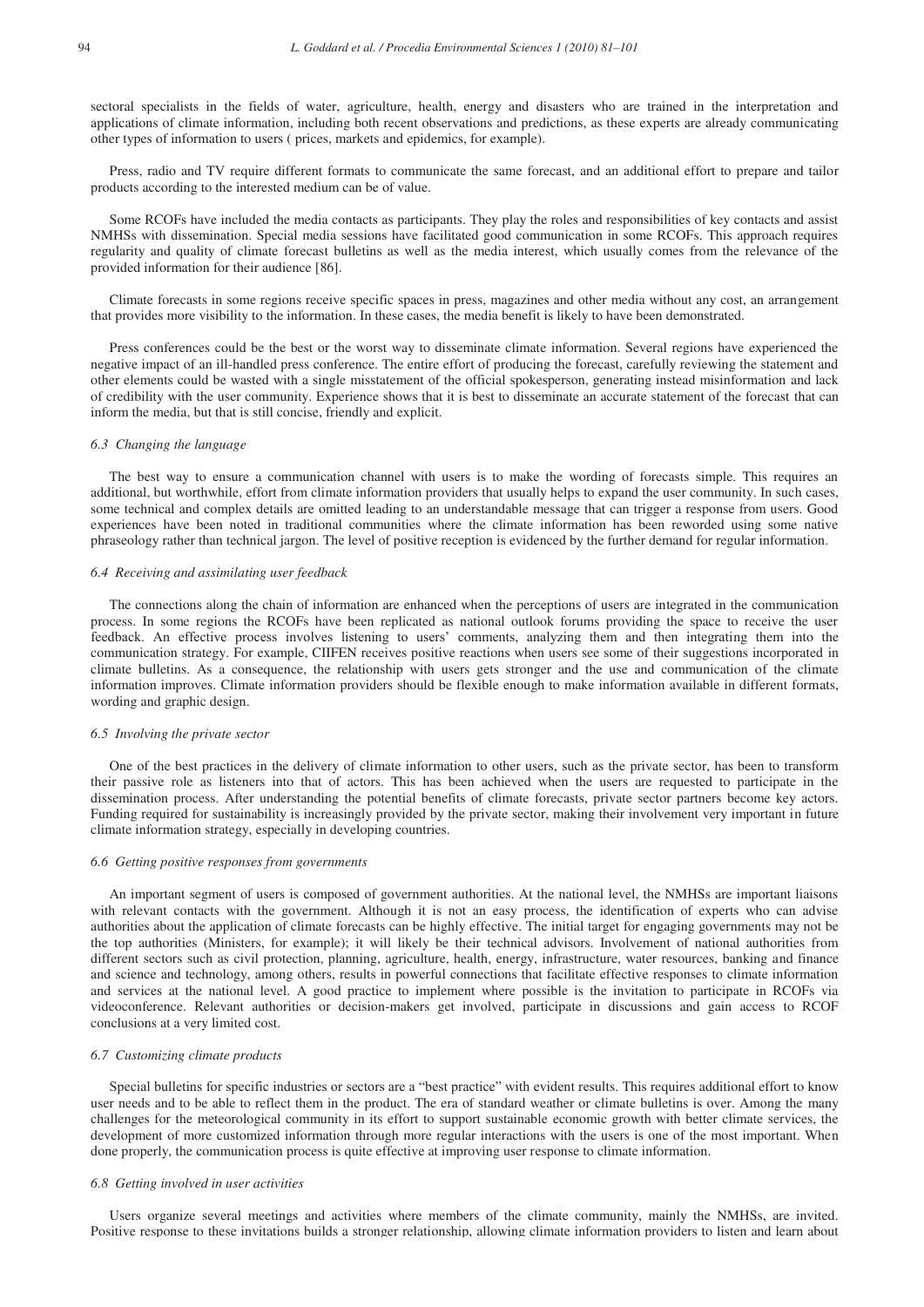sectoral specialists in the fields of water, agriculture, health, energy and disasters who are trained in the interpretation and applications of climate information, including both recent observations and predictions, as these experts are already communicating other types of information to users ( prices, markets and epidemics, for example).

Press, radio and TV require different formats to communicate the same forecast, and an additional effort to prepare and tailor products according to the interested medium can be of value.

Some RCOFs have included the media contacts as participants. They play the roles and responsibilities of key contacts and assist NMHSs with dissemination. Special media sessions have facilitated good communication in some RCOFs. This approach requires regularity and quality of climate forecast bulletins as well as the media interest, which usually comes from the relevance of the provided information for their audience [86].

Climate forecasts in some regions receive specific spaces in press, magazines and other media without any cost, an arrangement that provides more visibility to the information. In these cases, the media benefit is likely to have been demonstrated.

Press conferences could be the best or the worst way to disseminate climate information. Several regions have experienced the negative impact of an ill-handled press conference. The entire effort of producing the forecast, carefully reviewing the statement and other elements could be wasted with a single misstatement of the official spokesperson, generating instead misinformation and lack of credibility with the user community. Experience shows that it is best to disseminate an accurate statement of the forecast that can inform the media, but that is still concise, friendly and explicit.

### *6.3 Changing the language*

The best way to ensure a communication channel with users is to make the wording of forecasts simple. This requires an additional, but worthwhile, effort from climate information providers that usually helps to expand the user community. In such cases, some technical and complex details are omitted leading to an understandable message that can trigger a response from users. Good experiences have been noted in traditional communities where the climate information has been reworded using some native phraseology rather than technical jargon. The level of positive reception is evidenced by the further demand for regular information.

### *6.4 Receiving and assimilating user feedback*

The connections along the chain of information are enhanced when the perceptions of users are integrated in the communication process. In some regions the RCOFs have been replicated as national outlook forums providing the space to receive the user feedback. An effective process involves listening to users' comments, analyzing them and then integrating them into the communication strategy. For example, CIIFEN receives positive reactions when users see some of their suggestions incorporated in climate bulletins. As a consequence, the relationship with users gets stronger and the use and communication of the climate information improves. Climate information providers should be flexible enough to make information available in different formats, wording and graphic design.

### *6.5 Involving the private sector*

One of the best practices in the delivery of climate information to other users, such as the private sector, has been to transform their passive role as listeners into that of actors. This has been achieved when the users are requested to participate in the dissemination process. After understanding the potential benefits of climate forecasts, private sector partners become key actors. Funding required for sustainability is increasingly provided by the private sector, making their involvement very important in future climate information strategy, especially in developing countries.

### *6.6 Getting positive responses from governments*

An important segment of users is composed of government authorities. At the national level, the NMHSs are important liaisons with relevant contacts with the government. Although it is not an easy process, the identification of experts who can advise authorities about the application of climate forecasts can be highly effective. The initial target for engaging governments may not be the top authorities (Ministers, for example); it will likely be their technical advisors. Involvement of national authorities from different sectors such as civil protection, planning, agriculture, health, energy, infrastructure, water resources, banking and finance and science and technology, among others, results in powerful connections that facilitate effective responses to climate information and services at the national level. A good practice to implement where possible is the invitation to participate in RCOFs via videoconference. Relevant authorities or decision-makers get involved, participate in discussions and gain access to RCOF conclusions at a very limited cost.

### *6.7 Customizing climate products*

Special bulletins for specific industries or sectors are a "best practice" with evident results. This requires additional effort to know user needs and to be able to reflect them in the product. The era of standard weather or climate bulletins is over. Among the many challenges for the meteorological community in its effort to support sustainable economic growth with better climate services, the development of more customized information through more regular interactions with the users is one of the most important. When done properly, the communication process is quite effective at improving user response to climate information.

### *6.8 Getting involved in user activities*

Users organize several meetings and activities where members of the climate community, mainly the NMHSs, are invited. Positive response to these invitations builds a stronger relationship, allowing climate information providers to listen and learn about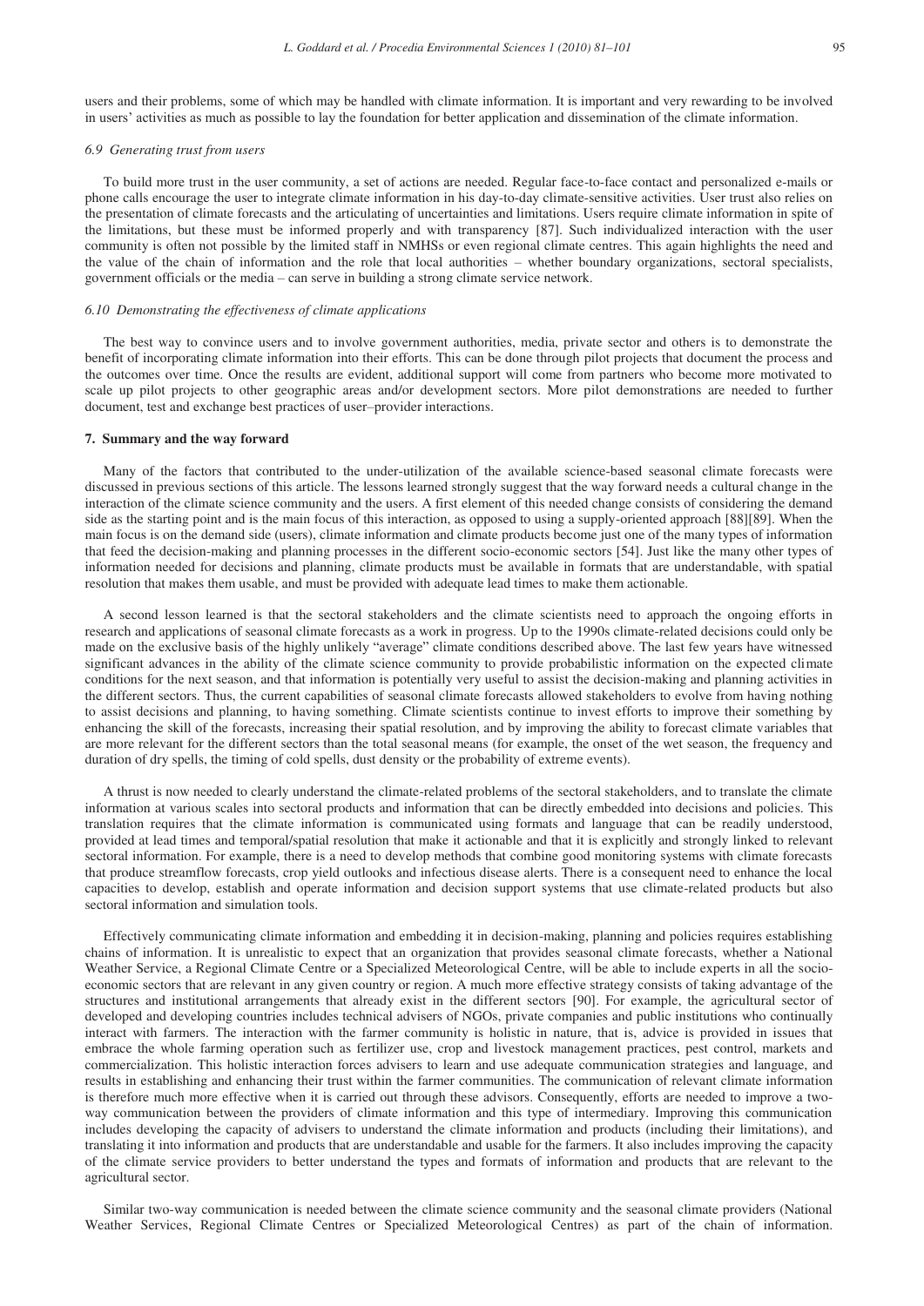users and their problems, some of which may be handled with climate information. It is important and very rewarding to be involved in users' activities as much as possible to lay the foundation for better application and dissemination of the climate information.

### *6.9 Generating trust from users*

To build more trust in the user community, a set of actions are needed. Regular face-to-face contact and personalized e-mails or phone calls encourage the user to integrate climate information in his day-to-day climate-sensitive activities. User trust also relies on the presentation of climate forecasts and the articulating of uncertainties and limitations. Users require climate information in spite of the limitations, but these must be informed properly and with transparency [87]. Such individualized interaction with the user community is often not possible by the limited staff in NMHSs or even regional climate centres. This again highlights the need and the value of the chain of information and the role that local authorities – whether boundary organizations, sectoral specialists, government officials or the media – can serve in building a strong climate service network.

### *6.10 Demonstrating the effectiveness of climate applications*

The best way to convince users and to involve government authorities, media, private sector and others is to demonstrate the benefit of incorporating climate information into their efforts. This can be done through pilot projects that document the process and the outcomes over time. Once the results are evident, additional support will come from partners who become more motivated to scale up pilot projects to other geographic areas and/or development sectors. More pilot demonstrations are needed to further document, test and exchange best practices of user–provider interactions.

## **7. Summary and the way forward**

Many of the factors that contributed to the under-utilization of the available science-based seasonal climate forecasts were discussed in previous sections of this article. The lessons learned strongly suggest that the way forward needs a cultural change in the interaction of the climate science community and the users. A first element of this needed change consists of considering the demand side as the starting point and is the main focus of this interaction, as opposed to using a supply-oriented approach [88][89]. When the main focus is on the demand side (users), climate information and climate products become just one of the many types of information that feed the decision-making and planning processes in the different socio-economic sectors [54]. Just like the many other types of information needed for decisions and planning, climate products must be available in formats that are understandable, with spatial resolution that makes them usable, and must be provided with adequate lead times to make them actionable.

A second lesson learned is that the sectoral stakeholders and the climate scientists need to approach the ongoing efforts in research and applications of seasonal climate forecasts as a work in progress. Up to the 1990s climate-related decisions could only be made on the exclusive basis of the highly unlikely "average" climate conditions described above. The last few years have witnessed significant advances in the ability of the climate science community to provide probabilistic information on the expected climate conditions for the next season, and that information is potentially very useful to assist the decision-making and planning activities in the different sectors. Thus, the current capabilities of seasonal climate forecasts allowed stakeholders to evolve from having nothing to assist decisions and planning, to having something. Climate scientists continue to invest efforts to improve their something by enhancing the skill of the forecasts, increasing their spatial resolution, and by improving the ability to forecast climate variables that are more relevant for the different sectors than the total seasonal means (for example, the onset of the wet season, the frequency and duration of dry spells, the timing of cold spells, dust density or the probability of extreme events).

A thrust is now needed to clearly understand the climate-related problems of the sectoral stakeholders, and to translate the climate information at various scales into sectoral products and information that can be directly embedded into decisions and policies. This translation requires that the climate information is communicated using formats and language that can be readily understood, provided at lead times and temporal/spatial resolution that make it actionable and that it is explicitly and strongly linked to relevant sectoral information. For example, there is a need to develop methods that combine good monitoring systems with climate forecasts that produce streamflow forecasts, crop yield outlooks and infectious disease alerts. There is a consequent need to enhance the local capacities to develop, establish and operate information and decision support systems that use climate-related products but also sectoral information and simulation tools.

Effectively communicating climate information and embedding it in decision-making, planning and policies requires establishing chains of information. It is unrealistic to expect that an organization that provides seasonal climate forecasts, whether a National Weather Service, a Regional Climate Centre or a Specialized Meteorological Centre, will be able to include experts in all the socio-economic sectors that are relevant in any given country or region. A much more effective strategy consists of taking advantage of the structures and institutional arrangements that already exist in the different sectors [90]. For example, the agricultural sector of developed and developing countries includes technical advisers of NGOs, private companies and public institutions who continually interact with farmers. The interaction with the farmer community is holistic in nature, that is, advice is provided in issues that embrace the whole farming operation such as fertilizer use, crop and livestock management practices, pest control, markets and commercialization. This holistic interaction forces advisers to learn and use adequate communication strategies and language, and results in establishing and enhancing their trust within the farmer communities. The communication of relevant climate information is therefore much more effective when it is carried out through these advisors. Consequently, efforts are needed to improve a two-way communication between the providers of climate information and this type of intermediary. Improving this communication includes developing the capacity of advisers to understand the climate information and products (including their limitations), and translating it into information and products that are understandable and usable for the farmers. It also includes improving the capacity of the climate service providers to better understand the types and formats of information and products that are relevant to the agricultural sector.

Similar two-way communication is needed between the climate science community and the seasonal climate providers (National Weather Services, Regional Climate Centres or Specialized Meteorological Centres) as part of the chain of information.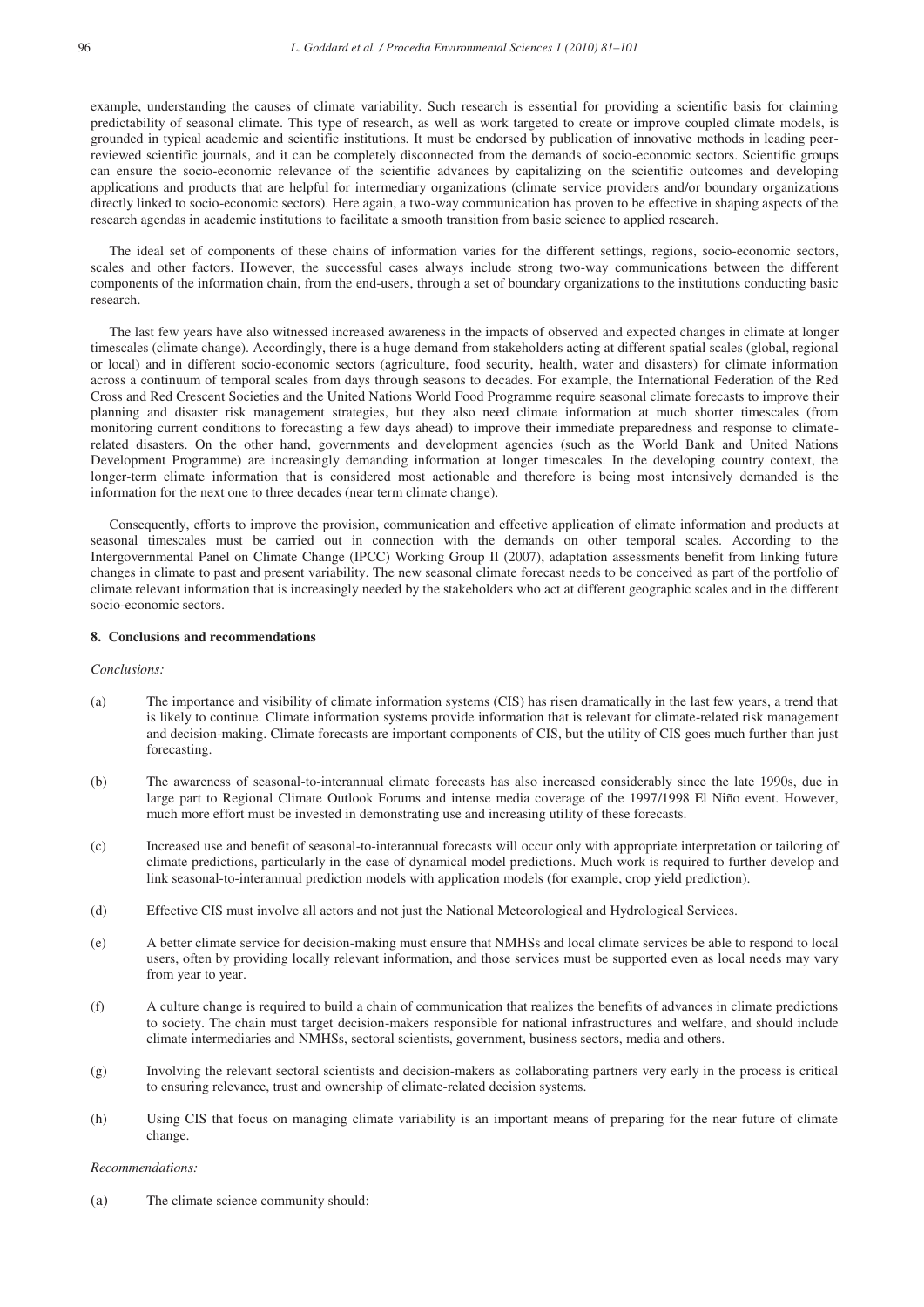example, understanding the causes of climate variability. Such research is essential for providing a scientific basis for claiming predictability of seasonal climate. This type of research, as well as work targeted to create or improve coupled climate models, is grounded in typical academic and scientific institutions. It must be endorsed by publication of innovative methods in leading peer-reviewed scientific journals, and it can be completely disconnected from the demands of socio-economic sectors. Scientific groups can ensure the socio-economic relevance of the scientific advances by capitalizing on the scientific outcomes and developing applications and products that are helpful for intermediary organizations (climate service providers and/or boundary organizations directly linked to socio-economic sectors). Here again, a two-way communication has proven to be effective in shaping aspects of the research agendas in academic institutions to facilitate a smooth transition from basic science to applied research.

The ideal set of components of these chains of information varies for the different settings, regions, socio-economic sectors, scales and other factors. However, the successful cases always include strong two-way communications between the different components of the information chain, from the end-users, through a set of boundary organizations to the institutions conducting basic research.

The last few years have also witnessed increased awareness in the impacts of observed and expected changes in climate at longer timescales (climate change). Accordingly, there is a huge demand from stakeholders acting at different spatial scales (global, regional or local) and in different socio-economic sectors (agriculture, food security, health, water and disasters) for climate information across a continuum of temporal scales from days through seasons to decades. For example, the International Federation of the Red Cross and Red Crescent Societies and the United Nations World Food Programme require seasonal climate forecasts to improve their planning and disaster risk management strategies, but they also need climate information at much shorter timescales (from monitoring current conditions to forecasting a few days ahead) to improve their immediate preparedness and response to climate-related disasters. On the other hand, governments and development agencies (such as the World Bank and United Nations Development Programme) are increasingly demanding information at longer timescales. In the developing country context, the longer-term climate information that is considered most actionable and therefore is being most intensively demanded is the information for the next one to three decades (near term climate change).

Consequently, efforts to improve the provision, communication and effective application of climate information and products at seasonal timescales must be carried out in connection with the demands on other temporal scales. According to the Intergovernmental Panel on Climate Change (IPCC) Working Group II (2007), adaptation assessments benefit from linking future changes in climate to past and present variability. The new seasonal climate forecast needs to be conceived as part of the portfolio of climate relevant information that is increasingly needed by the stakeholders who act at different geographic scales and in the different socio-economic sectors.

## 8. Conclusions and recommendations

*Conclusions:*

(a) The importance and visibility of climate information systems (CIS) has risen dramatically in the last few years, a trend that is likely to continue. Climate information systems provide information that is relevant for climate-related risk management and decision-making. Climate forecasts are important components of CIS, but the utility of CIS goes much further than just forecasting.

(b) The awareness of seasonal-to-interannual climate forecasts has also increased considerably since the late 1990s, due in large part to Regional Climate Outlook Forums and intense media coverage of the 1997/1998 El Niño event. However, much more effort must be invested in demonstrating use and increasing utility of these forecasts.

(c) Increased use and benefit of seasonal-to-interannual forecasts will occur only with appropriate interpretation or tailoring of climate predictions, particularly in the case of dynamical model predictions. Much work is required to further develop and link seasonal-to-interannual prediction models with application models (for example, crop yield prediction).

(d) Effective CIS must involve all actors and not just the National Meteorological and Hydrological Services.

(e) A better climate service for decision-making must ensure that NMHSs and local climate services be able to respond to local users, often by providing locally relevant information, and those services must be supported even as local needs may vary from year to year.

(f) A culture change is required to build a chain of communication that realizes the benefits of advances in climate predictions to society. The chain must target decision-makers responsible for national infrastructures and welfare, and should include climate intermediaries and NMHSs, sectoral scientists, government, business sectors, media and others.

(g) Involving the relevant sectoral scientists and decision-makers as collaborating partners very early in the process is critical to ensuring relevance, trust and ownership of climate-related decision systems.

(h) Using CIS that focus on managing climate variability is an important means of preparing for the near future of climate change.

*Recommendations:*

(a) The climate science community should: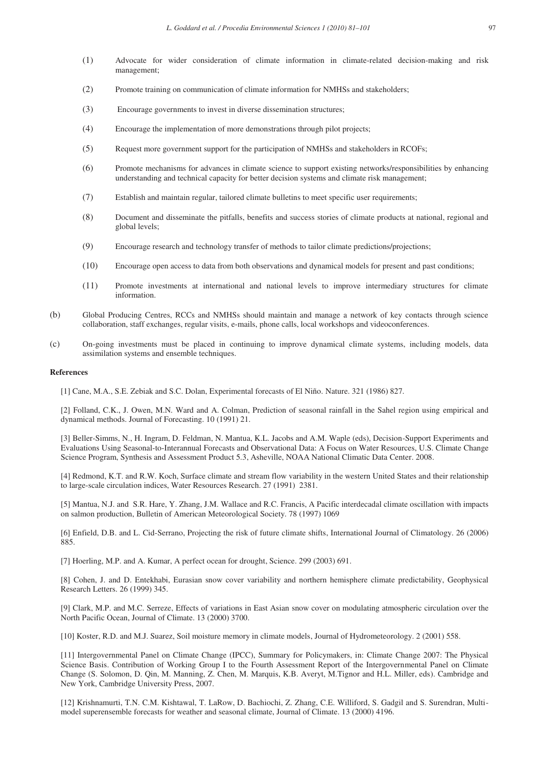(1) Advocate for wider consideration of climate information in climate-related decision-making and risk management;

(2) Promote training on communication of climate information for NMHSs and stakeholders;

(3) Encourage governments to invest in diverse dissemination structures;

(4) Encourage the implementation of more demonstrations through pilot projects;

(5) Request more government support for the participation of NMHSs and stakeholders in RCOFs;

(6) Promote mechanisms for advances in climate science to support existing networks/responsibilities by enhancing understanding and technical capacity for better decision systems and climate risk management;

(7) Establish and maintain regular, tailored climate bulletins to meet specific user requirements;

(8) Document and disseminate the pitfalls, benefits and success stories of climate products at national, regional and global levels;

(9) Encourage research and technology transfer of methods to tailor climate predictions/projections;

(10) Encourage open access to data from both observations and dynamical models for present and past conditions;

(11) Promote investments at international and national levels to improve intermediary structures for climate information.

(b) Global Producing Centres, RCCs and NMHSs should maintain and manage a network of key contacts through science collaboration, staff exchanges, regular visits, e-mails, phone calls, local workshops and videoconferences.

(c) On-going investments must be placed in continuing to improve dynamical climate systems, including models, data assimilation systems and ensemble techniques.

**References**

[1] Cane, M.A., S.E. Zebiak and S.C. Dolan, Experimental forecasts of El Niño. Nature. 321 (1986) 827.

[2] Folland, C.K., J. Owen, M.N. Ward and A. Colman, Prediction of seasonal rainfall in the Sahel region using empirical and dynamical methods. Journal of Forecasting. 10 (1991) 21.

[3] Beller-Simms, N., H. Ingram, D. Feldman, N. Mantua, K.L. Jacobs and A.M. Waple (eds), Decision-Support Experiments and Evaluations Using Seasonal-to-Interannual Forecasts and Observational Data: A Focus on Water Resources, U.S. Climate Change Science Program, Synthesis and Assessment Product 5.3, Asheville, NOAA National Climatic Data Center. 2008.

[4] Redmond, K.T. and R.W. Koch, Surface climate and stream flow variability in the western United States and their relationship to large-scale circulation indices, Water Resources Research. 27 (1991) 2381.

[5] Mantua, N.J. and S.R. Hare, Y. Zhang, J.M. Wallace and R.C. Francis, A Pacific interdecadal climate oscillation with impacts on salmon production, Bulletin of American Meteorological Society. 78 (1997) 1069

[6] Enfield, D.B. and L. Cid-Serrano, Projecting the risk of future climate shifts, International Journal of Climatology. 26 (2006) 885.

[7] Hoerling, M.P. and A. Kumar, A perfect ocean for drought, Science. 299 (2003) 691.

[8] Cohen, J. and D. Entekhabi, Eurasian snow cover variability and northern hemisphere climate predictability, Geophysical Research Letters. 26 (1999) 345.

[9] Clark, M.P. and M.C. Serreze, Effects of variations in East Asian snow cover on modulating atmospheric circulation over the North Pacific Ocean, Journal of Climate. 13 (2000) 3700.

[10] Koster, R.D. and M.J. Suarez, Soil moisture memory in climate models, Journal of Hydrometeorology. 2 (2001) 558.

[11] Intergovernmental Panel on Climate Change (IPCC), Summary for Policymakers, in: Climate Change 2007: The Physical Science Basis. Contribution of Working Group I to the Fourth Assessment Report of the Intergovernmental Panel on Climate Change (S. Solomon, D. Qin, M. Manning, Z. Chen, M. Marquis, K.B. Averyt, M.Tignor and H.L. Miller, eds). Cambridge and New York, Cambridge University Press, 2007.

[12] Krishnamurti, T.N. C.M. Kishtawal, T. LaRow, D. Bachiochi, Z. Zhang, C.E. Williford, S. Gadgil and S. Surendran, Multi-model superensemble forecasts for weather and seasonal climate, Journal of Climate. 13 (2000) 4196.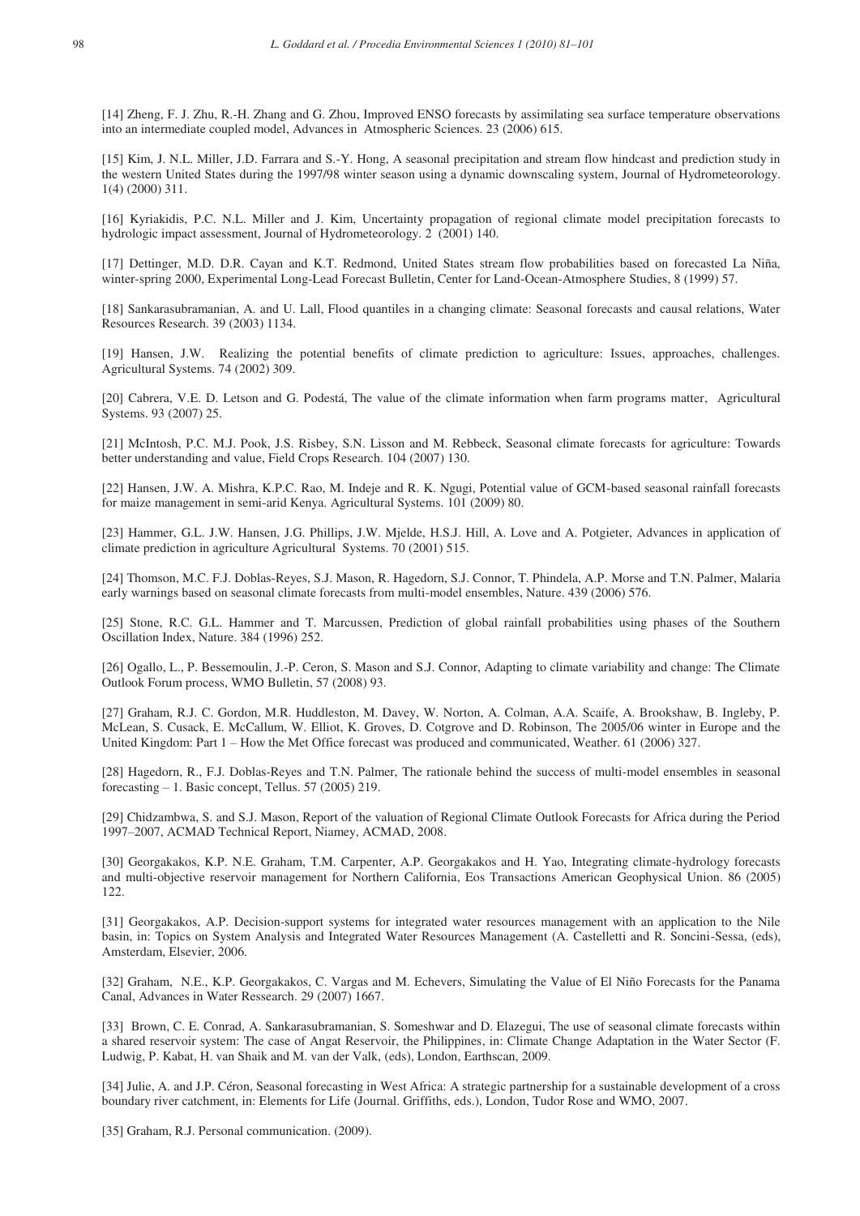[14] Zheng, F. J. Zhu, R.-H. Zhang and G. Zhou, Improved ENSO forecasts by assimilating sea surface temperature observations into an intermediate coupled model, Advances in Atmospheric Sciences. 23 (2006) 615.

[15] Kim, J. N.L. Miller, J.D. Farrara and S.-Y. Hong, A seasonal precipitation and stream flow hindcast and prediction study in the western United States during the 1997/98 winter season using a dynamic downscaling system, Journal of Hydrometeorology. 1(4) (2000) 311.

[16] Kyriakidis, P.C. N.L. Miller and J. Kim, Uncertainty propagation of regional climate model precipitation forecasts to hydrologic impact assessment, Journal of Hydrometeorology. 2 (2001) 140.

[17] Dettinger, M.D. D.R. Cayan and K.T. Redmond, United States stream flow probabilities based on forecasted La Niña, winter-spring 2000, Experimental Long-Lead Forecast Bulletin, Center for Land-Ocean-Atmosphere Studies, 8 (1999) 57.

[18] Sankarasubramanian, A. and U. Lall, Flood quantiles in a changing climate: Seasonal forecasts and causal relations, Water Resources Research. 39 (2003) 1134.

[19] Hansen, J.W. Realizing the potential benefits of climate prediction to agriculture: Issues, approaches, challenges. Agricultural Systems. 74 (2002) 309.

[20] Cabrera, V.E. D. Letson and G. Podestá, The value of the climate information when farm programs matter, Agricultural Systems. 93 (2007) 25.

[21] McIntosh, P.C. M.J. Pook, J.S. Risbey, S.N. Lisson and M. Rebbeck, Seasonal climate forecasts for agriculture: Towards better understanding and value, Field Crops Research. 104 (2007) 130.

[22] Hansen, J.W. A. Mishra, K.P.C. Rao, M. Indeje and R. K. Ngugi, Potential value of GCM-based seasonal rainfall forecasts for maize management in semi-arid Kenya. Agricultural Systems. 101 (2009) 80.

[23] Hammer, G.L. J.W. Hansen, J.G. Phillips, J.W. Mjelde, H.S.J. Hill, A. Love and A. Potgieter, Advances in application of climate prediction in agriculture Agricultural Systems. 70 (2001) 515.

[24] Thomson, M.C. F.J. Doblas-Reyes, S.J. Mason, R. Hagedorn, S.J. Connor, T. Phindela, A.P. Morse and T.N. Palmer, Malaria early warnings based on seasonal climate forecasts from multi-model ensembles, Nature. 439 (2006) 576.

[25] Stone, R.C. G.L. Hammer and T. Marcussen, Prediction of global rainfall probabilities using phases of the Southern Oscillation Index, Nature. 384 (1996) 252.

[26] Ogallo, L., P. Bessemoulin, J.-P. Ceron, S. Mason and S.J. Connor, Adapting to climate variability and change: The Climate Outlook Forum process, WMO Bulletin, 57 (2008) 93.

[27] Graham, R.J. C. Gordon, M.R. Huddleston, M. Davey, W. Norton, A. Colman, A.A. Scaife, A. Brookshaw, B. Ingleby, P. McLean, S. Cusack, E. McCallum, W. Elliot, K. Groves, D. Cotgrove and D. Robinson, The 2005/06 winter in Europe and the United Kingdom: Part 1 – How the Met Office forecast was produced and communicated, Weather. 61 (2006) 327.

[28] Hagedorn, R., F.J. Doblas-Reyes and T.N. Palmer, The rationale behind the success of multi-model ensembles in seasonal forecasting – 1. Basic concept, Tellus. 57 (2005) 219.

[29] Chidzambwa, S. and S.J. Mason, Report of the valuation of Regional Climate Outlook Forecasts for Africa during the Period 1997–2007, ACMAD Technical Report, Niamey, ACMAD, 2008.

[30] Georgakakos, K.P. N.E. Graham, T.M. Carpenter, A.P. Georgakakos and H. Yao, Integrating climate-hydrology forecasts and multi-objective reservoir management for Northern California, Eos Transactions American Geophysical Union. 86 (2005) 122.

[31] Georgakakos, A.P. Decision-support systems for integrated water resources management with an application to the Nile basin, in: Topics on System Analysis and Integrated Water Resources Management (A. Castelletti and R. Soncini-Sessa, (eds), Amsterdam, Elsevier, 2006.

[32] Graham, N.E., K.P. Georgakakos, C. Vargas and M. Echevers, Simulating the Value of El Niño Forecasts for the Panama Canal, Advances in Water Ressearch. 29 (2007) 1667.

[33] Brown, C. E. Conrad, A. Sankarasubramanian, S. Someshwar and D. Elazegui, The use of seasonal climate forecasts within a shared reservoir system: The case of Angat Reservoir, the Philippines, in: Climate Change Adaptation in the Water Sector (F. Ludwig, P. Kabat, H. van Shaik and M. van der Valk, (eds), London, Earthscan, 2009.

[34] Julie, A. and J.P. Céron, Seasonal forecasting in West Africa: A strategic partnership for a sustainable development of a cross boundary river catchment, in: Elements for Life (Journal. Griffiths, eds.), London, Tudor Rose and WMO, 2007.

[35] Graham, R.J. Personal communication. (2009).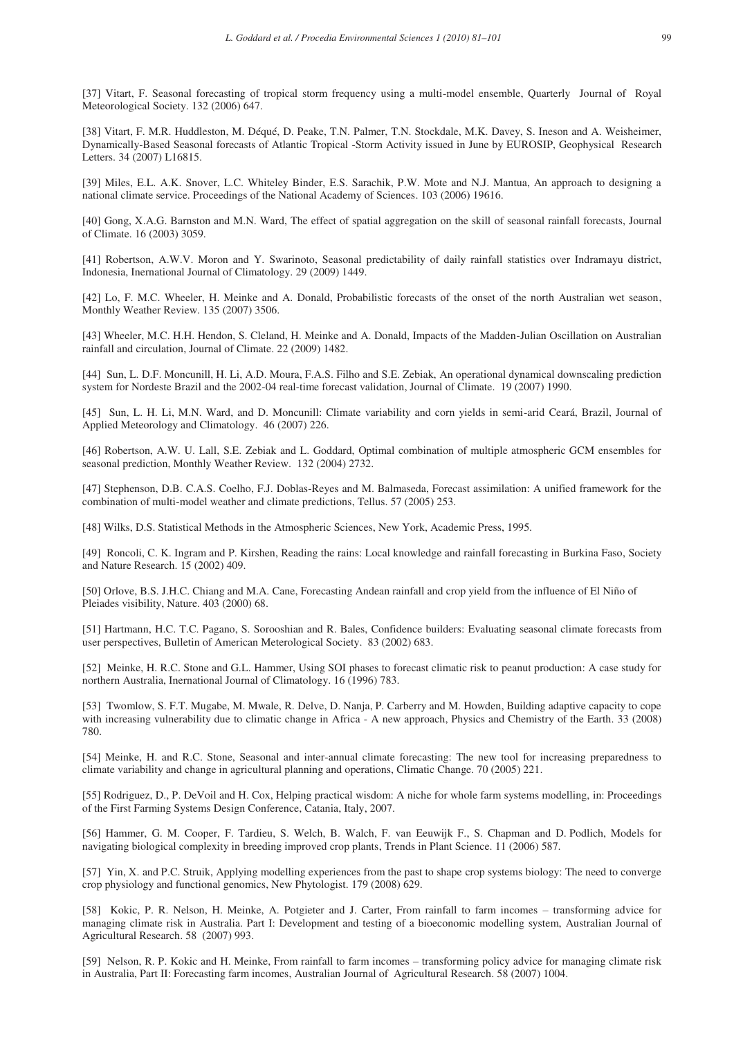[37] Vitart, F. Seasonal forecasting of tropical storm frequency using a multi-model ensemble, Quarterly Journal of Royal Meteorological Society. 132 (2006) 647.

[38] Vitart, F. M.R. Huddleston, M. Déqué, D. Peake, T.N. Palmer, T.N. Stockdale, M.K. Davey, S. Ineson and A. Weisheimer, Dynamically-Based Seasonal forecasts of Atlantic Tropical -Storm Activity issued in June by EUROSIP, Geophysical Research Letters. 34 (2007) L16815.

[39] Miles, E.L. A.K. Snover, L.C. Whiteley Binder, E.S. Sarachik, P.W. Mote and N.J. Mantua, An approach to designing a national climate service. Proceedings of the National Academy of Sciences. 103 (2006) 19616.

[40] Gong, X.A.G. Barnston and M.N. Ward, The effect of spatial aggregation on the skill of seasonal rainfall forecasts, Journal of Climate. 16 (2003) 3059.

[41] Robertson, A.W.V. Moron and Y. Swarinoto, Seasonal predictability of daily rainfall statistics over Indramayu district, Indonesia, Inernational Journal of Climatology. 29 (2009) 1449.

[42] Lo, F. M.C. Wheeler, H. Meinke and A. Donald, Probabilistic forecasts of the onset of the north Australian wet season, Monthly Weather Review. 135 (2007) 3506.

[43] Wheeler, M.C. H.H. Hendon, S. Cleland, H. Meinke and A. Donald, Impacts of the Madden-Julian Oscillation on Australian rainfall and circulation, Journal of Climate. 22 (2009) 1482.

[44] Sun, L. D.F. Moncunill, H. Li, A.D. Moura, F.A.S. Filho and S.E. Zebiak, An operational dynamical downscaling prediction system for Nordeste Brazil and the 2002-04 real-time forecast validation, Journal of Climate. 19 (2007) 1990.

[45] Sun, L. H. Li, M.N. Ward, and D. Moncunill: Climate variability and corn yields in semi-arid Ceará, Brazil, Journal of Applied Meteorology and Climatology. 46 (2007) 226.

[46] Robertson, A.W. U. Lall, S.E. Zebiak and L. Goddard, Optimal combination of multiple atmospheric GCM ensembles for seasonal prediction, Monthly Weather Review. 132 (2004) 2732.

[47] Stephenson, D.B. C.A.S. Coelho, F.J. Doblas-Reyes and M. Balmaseda, Forecast assimilation: A unified framework for the combination of multi-model weather and climate predictions, Tellus. 57 (2005) 253.

[48] Wilks, D.S. Statistical Methods in the Atmospheric Sciences, New York, Academic Press, 1995.

[49] Roncoli, C. K. Ingram and P. Kirshen, Reading the rains: Local knowledge and rainfall forecasting in Burkina Faso, Society and Nature Research. 15 (2002) 409.

[50] Orlove, B.S. J.H.C. Chiang and M.A. Cane, Forecasting Andean rainfall and crop yield from the influence of El Niño of Pleiades visibility, Nature. 403 (2000) 68.

[51] Hartmann, H.C. T.C. Pagano, S. Sorooshian and R. Bales, Confidence builders: Evaluating seasonal climate forecasts from user perspectives, Bulletin of American Meterological Society. 83 (2002) 683.

[52] Meinke, H. R.C. Stone and G.L. Hammer, Using SOI phases to forecast climatic risk to peanut production: A case study for northern Australia, Inernational Journal of Climatology. 16 (1996) 783.

[53] Twomlow, S. F.T. Mugabe, M. Mwale, R. Delve, D. Nanja, P. Carberry and M. Howden, Building adaptive capacity to cope with increasing vulnerability due to climatic change in Africa - A new approach, Physics and Chemistry of the Earth. 33 (2008) 780.

[54] Meinke, H. and R.C. Stone, Seasonal and inter-annual climate forecasting: The new tool for increasing preparedness to climate variability and change in agricultural planning and operations, Climatic Change. 70 (2005) 221.

[55] Rodriguez, D., P. DeVoil and H. Cox, Helping practical wisdom: A niche for whole farm systems modelling, in: Proceedings of the First Farming Systems Design Conference, Catania, Italy, 2007.

[56] Hammer, G. M. Cooper, F. Tardieu, S. Welch, B. Walch, F. van Eeuwijk F., S. Chapman and D. Podlich, Models for navigating biological complexity in breeding improved crop plants, Trends in Plant Science. 11 (2006) 587.

[57] Yin, X. and P.C. Struik, Applying modelling experiences from the past to shape crop systems biology: The need to converge crop physiology and functional genomics, New Phytologist. 179 (2008) 629.

[58] Kokic, P. R. Nelson, H. Meinke, A. Potgieter and J. Carter, From rainfall to farm incomes – transforming advice for managing climate risk in Australia. Part I: Development and testing of a bioeconomic modelling system, Australian Journal of Agricultural Research. 58 (2007) 993.

[59] Nelson, R. P. Kokic and H. Meinke, From rainfall to farm incomes – transforming policy advice for managing climate risk in Australia, Part II: Forecasting farm incomes, Australian Journal of Agricultural Research. 58 (2007) 1004.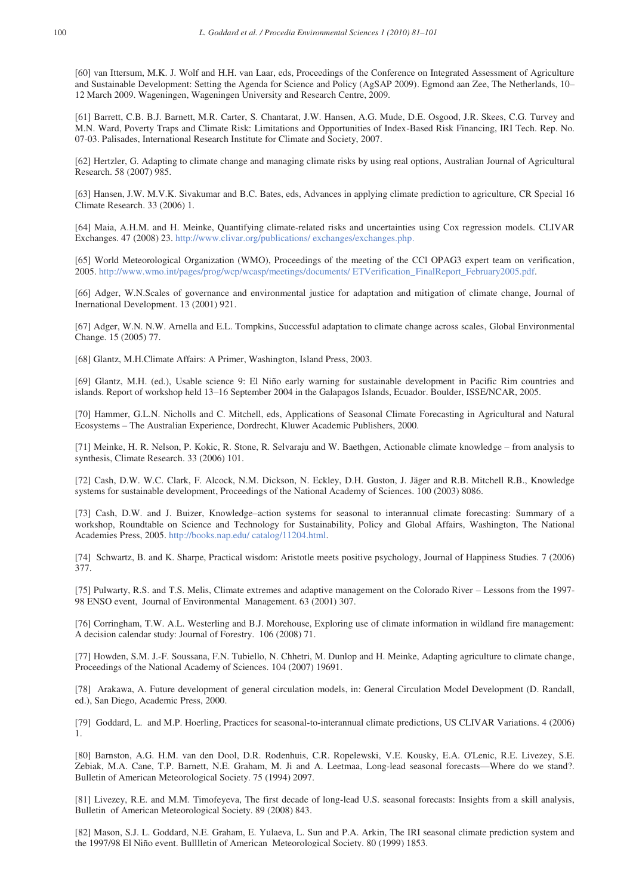[60] van Ittersum, M.K. J. Wolf and H.H. van Laar, eds, Proceedings of the Conference on Integrated Assessment of Agriculture and Sustainable Development: Setting the Agenda for Science and Policy (AgSAP 2009). Egmond aan Zee, The Netherlands, 10–12 March 2009. Wageningen, Wageningen University and Research Centre, 2009.

[61] Barrett, C.B. B.J. Barnett, M.R. Carter, S. Chantarat, J.W. Hansen, A.G. Mude, D.E. Osgood, J.R. Skees, C.G. Turvey and M.N. Ward, Poverty Traps and Climate Risk: Limitations and Opportunities of Index-Based Risk Financing, IRI Tech. Rep. No. 07-03. Palisades, International Research Institute for Climate and Society, 2007.

[62] Hertzler, G. Adapting to climate change and managing climate risks by using real options, Australian Journal of Agricultural Research. 58 (2007) 985.

[63] Hansen, J.W. M.V.K. Sivakumar and B.C. Bates, eds, Advances in applying climate prediction to agriculture, CR Special 16 Climate Research. 33 (2006) 1.

[64] Maia, A.H.M. and H. Meinke, Quantifying climate-related risks and uncertainties using Cox regression models. CLIVAR Exchanges. 47 (2008) 23. http://www.clivar.org/publications/ exchanges/exchanges.php.

[65] World Meteorological Organization (WMO), Proceedings of the meeting of the CCl OPAG3 expert team on verification, 2005. http://www.wmo.int/pages/prog/wcp/wcasp/meetings/documents/ ETVerification_FinalReport_February2005.pdf.

[66] Adger, W.N.Scales of governance and environmental justice for adaptation and mitigation of climate change, Journal of Inernational Development. 13 (2001) 921.

[67] Adger, W.N. N.W. Arnella and E.L. Tompkins, Successful adaptation to climate change across scales, Global Environmental Change. 15 (2005) 77.

[68] Glantz, M.H.Climate Affairs: A Primer, Washington, Island Press, 2003.

[69] Glantz, M.H. (ed.), Usable science 9: El Niño early warning for sustainable development in Pacific Rim countries and islands. Report of workshop held 13–16 September 2004 in the Galapagos Islands, Ecuador. Boulder, ISSE/NCAR, 2005.

[70] Hammer, G.L.N. Nicholls and C. Mitchell, eds, Applications of Seasonal Climate Forecasting in Agricultural and Natural Ecosystems – The Australian Experience, Dordrecht, Kluwer Academic Publishers, 2000.

[71] Meinke, H. R. Nelson, P. Kokic, R. Stone, R. Selvaraju and W. Baethgen, Actionable climate knowledge – from analysis to synthesis, Climate Research. 33 (2006) 101.

[72] Cash, D.W. W.C. Clark, F. Alcock, N.M. Dickson, N. Eckley, D.H. Guston, J. Jäger and R.B. Mitchell R.B., Knowledge systems for sustainable development, Proceedings of the National Academy of Sciences. 100 (2003) 8086.

[73] Cash, D.W. and J. Buizer, Knowledge–action systems for seasonal to interannual climate forecasting: Summary of a workshop, Roundtable on Science and Technology for Sustainability, Policy and Global Affairs, Washington, The National Academies Press, 2005. http://books.nap.edu/ catalog/11204.html.

[74] Schwartz, B. and K. Sharpe, Practical wisdom: Aristotle meets positive psychology, Journal of Happiness Studies. 7 (2006) 377.

[75] Pulwarty, R.S. and T.S. Melis, Climate extremes and adaptive management on the Colorado River – Lessons from the 1997-98 ENSO event, Journal of Environmental Management. 63 (2001) 307.

[76] Corringham, T.W. A.L. Westerling and B.J. Morehouse, Exploring use of climate information in wildland fire management: A decision calendar study: Journal of Forestry. 106 (2008) 71.

[77] Howden, S.M. J.-F. Soussana, F.N. Tubiello, N. Chhetri, M. Dunlop and H. Meinke, Adapting agriculture to climate change, Proceedings of the National Academy of Sciences. 104 (2007) 19691.

[78] Arakawa, A. Future development of general circulation models, in: General Circulation Model Development (D. Randall, ed.), San Diego, Academic Press, 2000.

[79] Goddard, L. and M.P. Hoerling, Practices for seasonal-to-interannual climate predictions, US CLIVAR Variations. 4 (2006) 1.

[80] Barnston, A.G. H.M. van den Dool, D.R. Rodenhuis, C.R. Ropelewski, V.E. Kousky, E.A. O'Lenic, R.E. Livezey, S.E. Zebiak, M.A. Cane, T.P. Barnett, N.E. Graham, M. Ji and A. Leetmaa, Long-lead seasonal forecasts—Where do we stand?. Bulletin of American Meteorological Society. 75 (1994) 2097.

[81] Livezey, R.E. and M.M. Timofeyeva, The first decade of long-lead U.S. seasonal forecasts: Insights from a skill analysis, Bulletin of American Meteorological Society. 89 (2008) 843.

[82] Mason, S.J. L. Goddard, N.E. Graham, E. Yulaeva, L. Sun and P.A. Arkin, The IRI seasonal climate prediction system and the 1997/98 El Niño event. Bullletin of American Meteorological Society. 80 (1999) 1853.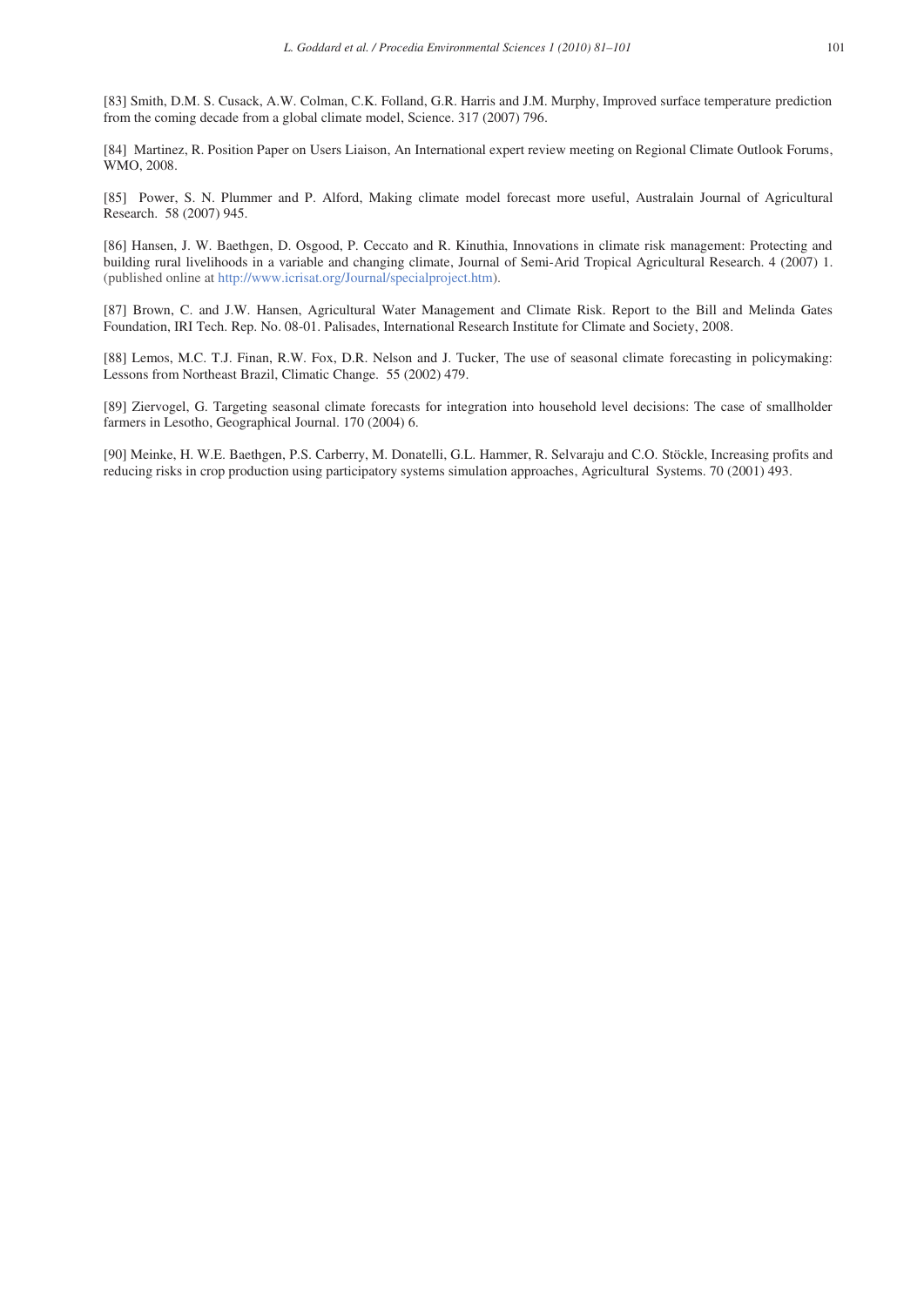[83] Smith, D.M. S. Cusack, A.W. Colman, C.K. Folland, G.R. Harris and J.M. Murphy, Improved surface temperature prediction from the coming decade from a global climate model, Science. 317 (2007) 796.

[84] Martinez, R. Position Paper on Users Liaison, An International expert review meeting on Regional Climate Outlook Forums, WMO, 2008.

[85] Power, S. N. Plummer and P. Alford, Making climate model forecast more useful, Australain Journal of Agricultural Research. 58 (2007) 945.

[86] Hansen, J. W. Baethgen, D. Osgood, P. Ceccato and R. Kinuthia, Innovations in climate risk management: Protecting and building rural livelihoods in a variable and changing climate, Journal of Semi-Arid Tropical Agricultural Research. 4 (2007) 1. (published online at http://www.icrisat.org/Journal/specialproject.htm).

[87] Brown, C. and J.W. Hansen, Agricultural Water Management and Climate Risk. Report to the Bill and Melinda Gates Foundation, IRI Tech. Rep. No. 08-01. Palisades, International Research Institute for Climate and Society, 2008.

[88] Lemos, M.C. T.J. Finan, R.W. Fox, D.R. Nelson and J. Tucker, The use of seasonal climate forecasting in policymaking: Lessons from Northeast Brazil, Climatic Change. 55 (2002) 479.

[89] Ziervogel, G. Targeting seasonal climate forecasts for integration into household level decisions: The case of smallholder farmers in Lesotho, Geographical Journal. 170 (2004) 6.

[90] Meinke, H. W.E. Baethgen, P.S. Carberry, M. Donatelli, G.L. Hammer, R. Selvaraju and C.O. Stöckle, Increasing profits and reducing risks in crop production using participatory systems simulation approaches, Agricultural Systems. 70 (2001) 493.